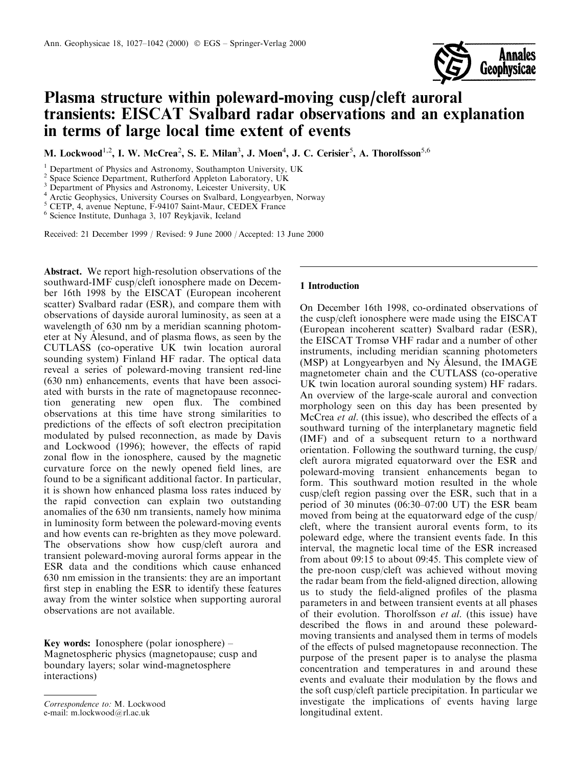# Plasma structure within poleward-moving cusp/cleft auroral transients: EISCAT Svalbard radar observations and an explanation in terms of large local time extent of events

M. Lockwood[1,2], I. W. McCrea[2], S. E. Milan[3], J. Moen[4], J. C. Cerisier[5], A. Thorolfsson[5,6]

[1] Department of Physics and Astronomy, Southampton University, UK
[2] Space Science Department, Rutherford Appleton Laboratory, UK
[3] Department of Physics and Astronomy, Leicester University, UK
[4] Arctic Geophysics, University Courses on Svalbard, Longyearbyen, Norway
[5] CETP, 4, avenue Neptune, F-94107 Saint-Maur, CEDEX France
[6] Science Institute, Dunhaga 3, 107 Reykjavik, Iceland

Received: 21 December 1999 / Revised: 9 June 2000 / Accepted: 13 June 2000

**Abstract.** We report high-resolution observations of the southward-IMF cusp/cleft ionosphere made on December 16th 1998 by the EISCAT (European incoherent scatter) Svalbard radar (ESR), and compare them with observations of dayside auroral luminosity, as seen at a wavelength of 630 nm by a meridian scanning photometer at Ny Ålesund, and of plasma flows, as seen by the CUTLASS (co-operative UK twin location auroral sounding system) Finland HF radar. The optical data reveal a series of poleward-moving transient red-line (630 nm) enhancements, events that have been associated with bursts in the rate of magnetopause reconnection generating new open flux. The combined observations at this time have strong similarities to predictions of the effects of soft electron precipitation modulated by pulsed reconnection, as made by Davis and Lockwood (1996); however, the effects of rapid zonal flow in the ionosphere, caused by the magnetic curvature force on the newly opened field lines, are found to be a significant additional factor. In particular, it is shown how enhanced plasma loss rates induced by the rapid convection can explain two outstanding anomalies of the 630 nm transients, namely how minima in luminosity form between the poleward-moving events and how events can re-brighten as they move poleward. The observations show how cusp/cleft aurora and transient poleward-moving auroral forms appear in the ESR data and the conditions which cause enhanced 630 nm emission in the transients: they are an important first step in enabling the ESR to identify these features away from the winter solstice when supporting auroral observations are not available.

**Key words:** Ionosphere (polar ionosphere) – Magnetospheric physics (magnetopause; cusp and boundary layers; solar wind-magnetosphere interactions)

*Correspondence to:* M. Lockwood
e-mail: m.lockwood@rl.ac.uk

## 1 Introduction

On December 16th 1998, co-ordinated observations of the cusp/cleft ionosphere were made using the EISCAT (European incoherent scatter) Svalbard radar (ESR), the EISCAT Tromsø VHF radar and a number of other instruments, including meridian scanning photometers (MSP) at Longyearbyen and Ny Ålesund, the IMAGE magnetometer chain and the CUTLASS (co-operative UK twin location auroral sounding system) HF radars. An overview of the large-scale auroral and convection morphology seen on this day has been presented by McCrea *et al.* (this issue), who described the effects of a southward turning of the interplanetary magnetic field (IMF) and of a subsequent return to a northward orientation. Following the southward turning, the cusp/cleft aurora migrated equatorward over the ESR and poleward-moving transient enhancements began to form. This southward motion resulted in the whole cusp/cleft region passing over the ESR, such that in a period of 30 minutes (06:30–07:00 UT) the ESR beam moved from being at the equatorward edge of the cusp/cleft, where the transient auroral events form, to its poleward edge, where the transient events fade. In this interval, the magnetic local time of the ESR increased from about 09:15 to about 09:45. This complete view of the pre-noon cusp/cleft was achieved without moving the radar beam from the field-aligned direction, allowing us to study the field-aligned profiles of the plasma parameters in and between transient events at all phases of their evolution. Thorolfsson *et al.* (this issue) have described the flows in and around these poleward-moving transients and analysed them in terms of models of the effects of pulsed magnetopause reconnection. The purpose of the present paper is to analyse the plasma concentration and temperatures in and around these events and evaluate their modulation by the flows and the soft cusp/cleft particle precipitation. In particular we investigate the implications of events having large longitudinal extent.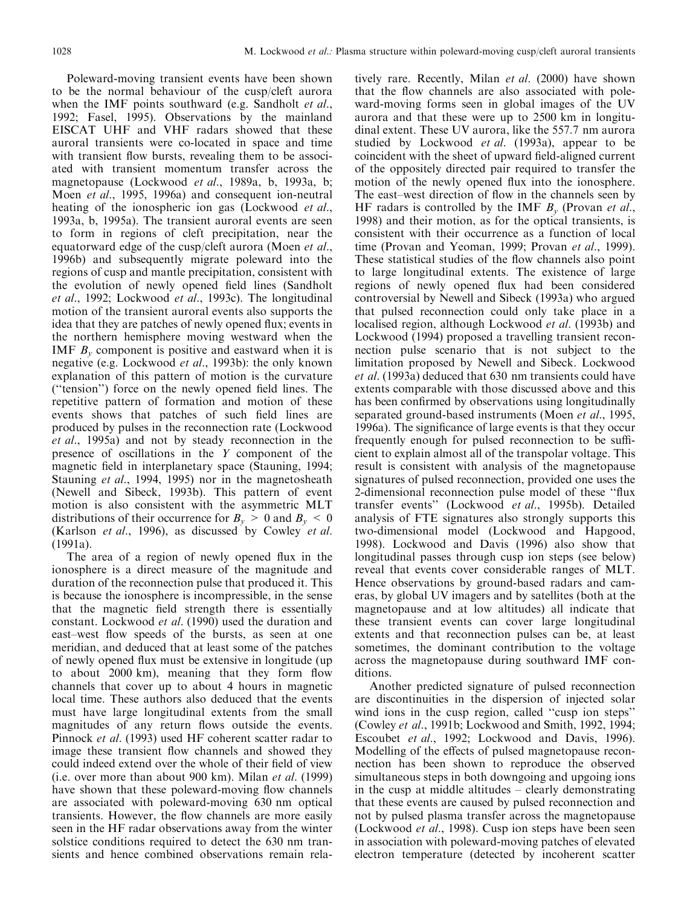Poleward-moving transient events have been shown to be the normal behaviour of the cusp/cleft aurora when the IMF points southward (e.g. Sandholt *et al*., 1992; Fasel, 1995). Observations by the mainland EISCAT UHF and VHF radars showed that these auroral transients were co-located in space and time with transient flow bursts, revealing them to be associated with transient momentum transfer across the magnetopause (Lockwood *et al*., 1989a, b, 1993a, b; Moen *et al*., 1995, 1996a) and consequent ion-neutral heating of the ionospheric ion gas (Lockwood *et al*., 1993a, b, 1995a). The transient auroral events are seen to form in regions of cleft precipitation, near the equatorward edge of the cusp/cleft aurora (Moen *et al*., 1996b) and subsequently migrate poleward into the regions of cusp and mantle precipitation, consistent with the evolution of newly opened field lines (Sandholt *et al*., 1992; Lockwood *et al*., 1993c). The longitudinal motion of the transient auroral events also supports the idea that they are patches of newly opened flux; events in the northern hemisphere moving westward when the IMF $B_y$ component is positive and eastward when it is negative (e.g. Lockwood *et al*., 1993b): the only known explanation of this pattern of motion is the curvature ("tension") force on the newly opened field lines. The repetitive pattern of formation and motion of these events shows that patches of such field lines are produced by pulses in the reconnection rate (Lockwood *et al*., 1995a) and not by steady reconnection in the presence of oscillations in the $Y$ component of the magnetic field in interplanetary space (Stauning, 1994; Stauning *et al*., 1994, 1995) nor in the magnetosheath (Newell and Sibeck, 1993b). This pattern of event motion is also consistent with the asymmetric MLT distributions of their occurrence for $B_y > 0$ and $B_y < 0$ (Karlson *et al*., 1996), as discussed by Cowley *et al*. (1991a).

The area of a region of newly opened flux in the ionosphere is a direct measure of the magnitude and duration of the reconnection pulse that produced it. This is because the ionosphere is incompressible, in the sense that the magnetic field strength there is essentially constant. Lockwood *et al*. (1990) used the duration and east–west flow speeds of the bursts, as seen at one meridian, and deduced that at least some of the patches of newly opened flux must be extensive in longitude (up to about 2000 km), meaning that they form flow channels that cover up to about 4 hours in magnetic local time. These authors also deduced that the events must have large longitudinal extents from the small magnitudes of any return flows outside the events. Pinnock *et al*. (1993) used HF coherent scatter radar to image these transient flow channels and showed they could indeed extend over the whole of their field of view (i.e. over more than about 900 km). Milan *et al*. (1999) have shown that these poleward-moving flow channels are associated with poleward-moving 630 nm optical transients. However, the flow channels are more easily seen in the HF radar observations away from the winter solstice conditions required to detect the 630 nm transients and hence combined observations remain relatively rare. Recently, Milan *et al*. (2000) have shown that the flow channels are also associated with poleward-moving forms seen in global images of the UV aurora and that these were up to 2500 km in longitudinal extent. These UV aurora, like the 557.7 nm aurora studied by Lockwood *et al*. (1993a), appear to be coincident with the sheet of upward field-aligned current of the oppositely directed pair required to transfer the motion of the newly opened flux into the ionosphere. The east–west direction of flow in the channels seen by HF radars is controlled by the IMF $B_y$ (Provan *et al*., 1998) and their motion, as for the optical transients, is consistent with their occurrence as a function of local time (Provan and Yeoman, 1999; Provan *et al*., 1999). These statistical studies of the flow channels also point to large longitudinal extents. The existence of large regions of newly opened flux had been considered controversial by Newell and Sibeck (1993a) who argued that pulsed reconnection could only take place in a localised region, although Lockwood *et al*. (1993b) and Lockwood (1994) proposed a travelling transient reconnection pulse scenario that is not subject to the limitation proposed by Newell and Sibeck. Lockwood *et al*. (1993a) deduced that 630 nm transients could have extents comparable with those discussed above and this has been confirmed by observations using longitudinally separated ground-based instruments (Moen *et al*., 1995, 1996a). The significance of large events is that they occur frequently enough for pulsed reconnection to be sufficient to explain almost all of the transpolar voltage. This result is consistent with analysis of the magnetopause signatures of pulsed reconnection, provided one uses the 2-dimensional reconnection pulse model of these "flux transfer events" (Lockwood *et al*., 1995b). Detailed analysis of FTE signatures also strongly supports this two-dimensional model (Lockwood and Hapgood, 1998). Lockwood and Davis (1996) also show that longitudinal passes through cusp ion steps (see below) reveal that events cover considerable ranges of MLT. Hence observations by ground-based radars and cameras, by global UV imagers and by satellites (both at the magnetopause and at low altitudes) all indicate that these transient events can cover large longitudinal extents and that reconnection pulses can be, at least sometimes, the dominant contribution to the voltage across the magnetopause during southward IMF conditions.

Another predicted signature of pulsed reconnection are discontinuities in the dispersion of injected solar wind ions in the cusp region, called "cusp ion steps" (Cowley *et al*., 1991b; Lockwood and Smith, 1992, 1994; Escoubet *et al*., 1992; Lockwood and Davis, 1996). Modelling of the effects of pulsed magnetopause reconnection has been shown to reproduce the observed simultaneous steps in both downgoing and upgoing ions in the cusp at middle altitudes – clearly demonstrating that these events are caused by pulsed reconnection and not by pulsed plasma transfer across the magnetopause (Lockwood *et al*., 1998). Cusp ion steps have been seen in association with poleward-moving patches of elevated electron temperature (detected by incoherent scatter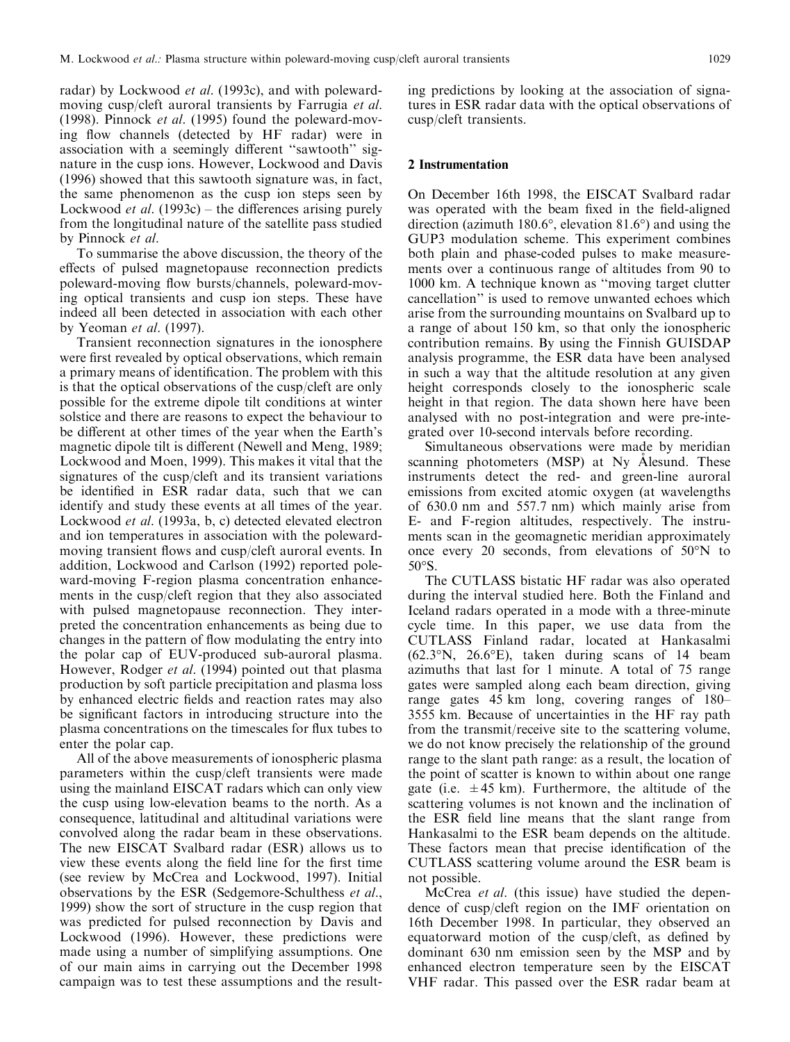radar) by Lockwood *et al*. (1993c), and with poleward-moving cusp/cleft auroral transients by Farrugia *et al*. (1998). Pinnock *et al*. (1995) found the poleward-moving flow channels (detected by HF radar) were in association with a seemingly different "sawtooth" signature in the cusp ions. However, Lockwood and Davis (1996) showed that this sawtooth signature was, in fact, the same phenomenon as the cusp ion steps seen by Lockwood *et al*. (1993c) – the differences arising purely from the longitudinal nature of the satellite pass studied by Pinnock *et al*.

To summarise the above discussion, the theory of the effects of pulsed magnetopause reconnection predicts poleward-moving flow bursts/channels, poleward-moving optical transients and cusp ion steps. These have indeed all been detected in association with each other by Yeoman *et al*. (1997).

Transient reconnection signatures in the ionosphere were first revealed by optical observations, which remain a primary means of identification. The problem with this is that the optical observations of the cusp/cleft are only possible for the extreme dipole tilt conditions at winter solstice and there are reasons to expect the behaviour to be different at other times of the year when the Earth's magnetic dipole tilt is different (Newell and Meng, 1989; Lockwood and Moen, 1999). This makes it vital that the signatures of the cusp/cleft and its transient variations be identified in ESR radar data, such that we can identify and study these events at all times of the year. Lockwood *et al*. (1993a, b, c) detected elevated electron and ion temperatures in association with the poleward-moving transient flows and cusp/cleft auroral events. In addition, Lockwood and Carlson (1992) reported poleward-moving F-region plasma concentration enhancements in the cusp/cleft region that they also associated with pulsed magnetopause reconnection. They interpreted the concentration enhancements as being due to changes in the pattern of flow modulating the entry into the polar cap of EUV-produced sub-auroral plasma. However, Rodger *et al*. (1994) pointed out that plasma production by soft particle precipitation and plasma loss by enhanced electric fields and reaction rates may also be significant factors in introducing structure into the plasma concentrations on the timescales for flux tubes to enter the polar cap.

All of the above measurements of ionospheric plasma parameters within the cusp/cleft transients were made using the mainland EISCAT radars which can only view the cusp using low-elevation beams to the north. As a consequence, latitudinal and altitudinal variations were convolved along the radar beam in these observations. The new EISCAT Svalbard radar (ESR) allows us to view these events along the field line for the first time (see review by McCrea and Lockwood, 1997). Initial observations by the ESR (Sedgemore-Schulthess *et al*., 1999) show the sort of structure in the cusp region that was predicted for pulsed reconnection by Davis and Lockwood (1996). However, these predictions were made using a number of simplifying assumptions. One of our main aims in carrying out the December 1998 campaign was to test these assumptions and the resulting predictions by looking at the association of signatures in ESR radar data with the optical observations of cusp/cleft transients.

## 2 Instrumentation

On December 16th 1998, the EISCAT Svalbard radar was operated with the beam fixed in the field-aligned direction (azimuth 180.6°, elevation 81.6°) and using the GUP3 modulation scheme. This experiment combines both plain and phase-coded pulses to make measurements over a continuous range of altitudes from 90 to 1000 km. A technique known as "moving target clutter cancellation" is used to remove unwanted echoes which arise from the surrounding mountains on Svalbard up to a range of about 150 km, so that only the ionospheric contribution remains. By using the Finnish GUISDAP analysis programme, the ESR data have been analysed in such a way that the altitude resolution at any given height corresponds closely to the ionospheric scale height in that region. The data shown here have been analysed with no post-integration and were pre-integrated over 10-second intervals before recording.

Simultaneous observations were made by meridian scanning photometers (MSP) at Ny Ålesund. These instruments detect the red- and green-line auroral emissions from excited atomic oxygen (at wavelengths of 630.0 nm and 557.7 nm) which mainly arise from E- and F-region altitudes, respectively. The instruments scan in the geomagnetic meridian approximately once every 20 seconds, from elevations of 50°N to 50°S.

The CUTLASS bistatic HF radar was also operated during the interval studied here. Both the Finland and Iceland radars operated in a mode with a three-minute cycle time. In this paper, we use data from the CUTLASS Finland radar, located at Hankasalmi (62.3°N, 26.6°E), taken during scans of 14 beam azimuths that last for 1 minute. A total of 75 range gates were sampled along each beam direction, giving range gates 45 km long, covering ranges of 180–3555 km. Because of uncertainties in the HF ray path from the transmit/receive site to the scattering volume, we do not know precisely the relationship of the ground range to the slant path range: as a result, the location of the point of scatter is known to within about one range gate (i.e. $\pm 45$ km). Furthermore, the altitude of the scattering volumes is not known and the inclination of the ESR field line means that the slant range from Hankasalmi to the ESR beam depends on the altitude. These factors mean that precise identification of the CUTLASS scattering volume around the ESR beam is not possible.

McCrea *et al*. (this issue) have studied the dependence of cusp/cleft region on the IMF orientation on 16th December 1998. In particular, they observed an equatorward motion of the cusp/cleft, as defined by dominant 630 nm emission seen by the MSP and by enhanced electron temperature seen by the EISCAT VHF radar. This passed over the ESR radar beam at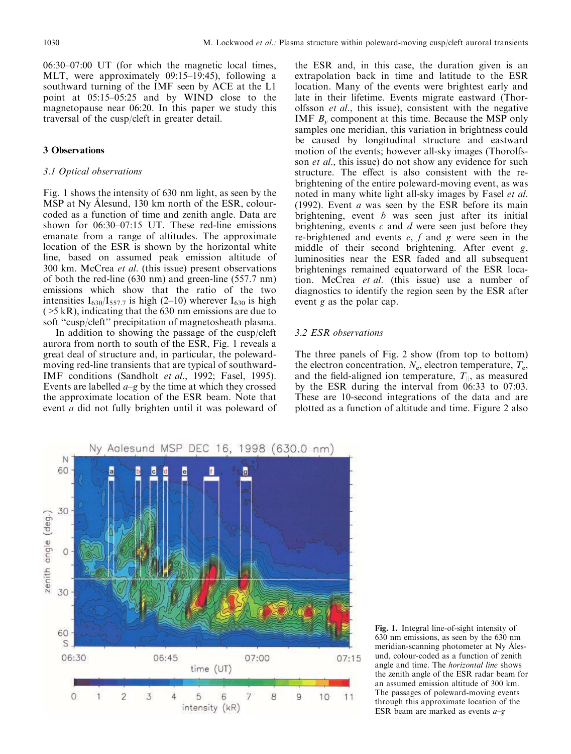06:30–07:00 UT (for which the magnetic local times, MLT, were approximately 09:15–19:45), following a southward turning of the IMF seen by ACE at the L1 point at 05:15–05:25 and by WIND close to the magnetopause near 06:20. In this paper we study this traversal of the cusp/cleft in greater detail.

## 3 Observations

### 3.1 Optical observations

Fig. 1 shows the intensity of 630 nm light, as seen by the MSP at Ny Ålesund, 130 km north of the ESR, colour-coded as a function of time and zenith angle. Data are shown for 06:30–07:15 UT. These red-line emissions emanate from a range of altitudes. The approximate location of the ESR is shown by the horizontal white line, based on assumed peak emission altitude of 300 km. McCrea *et al*. (this issue) present observations of both the red-line (630 nm) and green-line (557.7 nm) emissions which show that the ratio of the two intensities $I_{630}/I_{557.7}$ is high (2–10) wherever $I_{630}$ is high (>5 kR), indicating that the 630 nm emissions are due to soft "cusp/cleft" precipitation of magnetosheath plasma.

In addition to showing the passage of the cusp/cleft aurora from north to south of the ESR, Fig. 1 reveals a great deal of structure and, in particular, the poleward-moving red-line transients that are typical of southward-IMF conditions (Sandholt *et al*., 1992; Fasel, 1995). Events are labelled *a*–*g* by the time at which they crossed the approximate location of the ESR beam. Note that event *a* did not fully brighten until it was poleward of the ESR and, in this case, the duration given is an extrapolation back in time and latitude to the ESR location. Many of the events were brightest early and late in their lifetime. Events migrate eastward (Thorolfsson *et al*., this issue), consistent with the negative IMF $B_y$ component at this time. Because the MSP only samples one meridian, this variation in brightness could be caused by longitudinal structure and eastward motion of the events; however all-sky images (Thorolfsson *et al*., this issue) do not show any evidence for such structure. The effect is also consistent with the re-brightening of the entire poleward-moving event, as was noted in many white light all-sky images by Fasel *et al*. (1992). Event *a* was seen by the ESR before its main brightening, event *b* was seen just after its initial brightening, events *c* and *d* were seen just before they re-brightened and events *e*, *f* and *g* were seen in the middle of their second brightening. After event *g*, luminosities near the ESR faded and all subsequent brightenings remained equatorward of the ESR location. McCrea *et al*. (this issue) use a number of diagnostics to identify the region seen by the ESR after event *g* as the polar cap.

### 3.2 ESR observations

The three panels of Fig. 2 show (from top to bottom) the electron concentration, $N_e$, electron temperature, $T_e$, and the field-aligned ion temperature, $T_{||}$, as measured by the ESR during the interval from 06:33 to 07:03. These are 10-second integrations of the data and are plotted as a function of altitude and time. Figure 2 also

**Fig. 1.** Integral line-of-sight intensity of 630 nm emissions, as seen by the 630 nm meridian-scanning photometer at Ny Ålesund, colour-coded as a function of zenith angle and time. The *horizontal line* shows the zenith angle of the ESR radar beam for an assumed emission altitude of 300 km. The passages of poleward-moving events through this approximate location of the ESR beam are marked as events *a*–*g*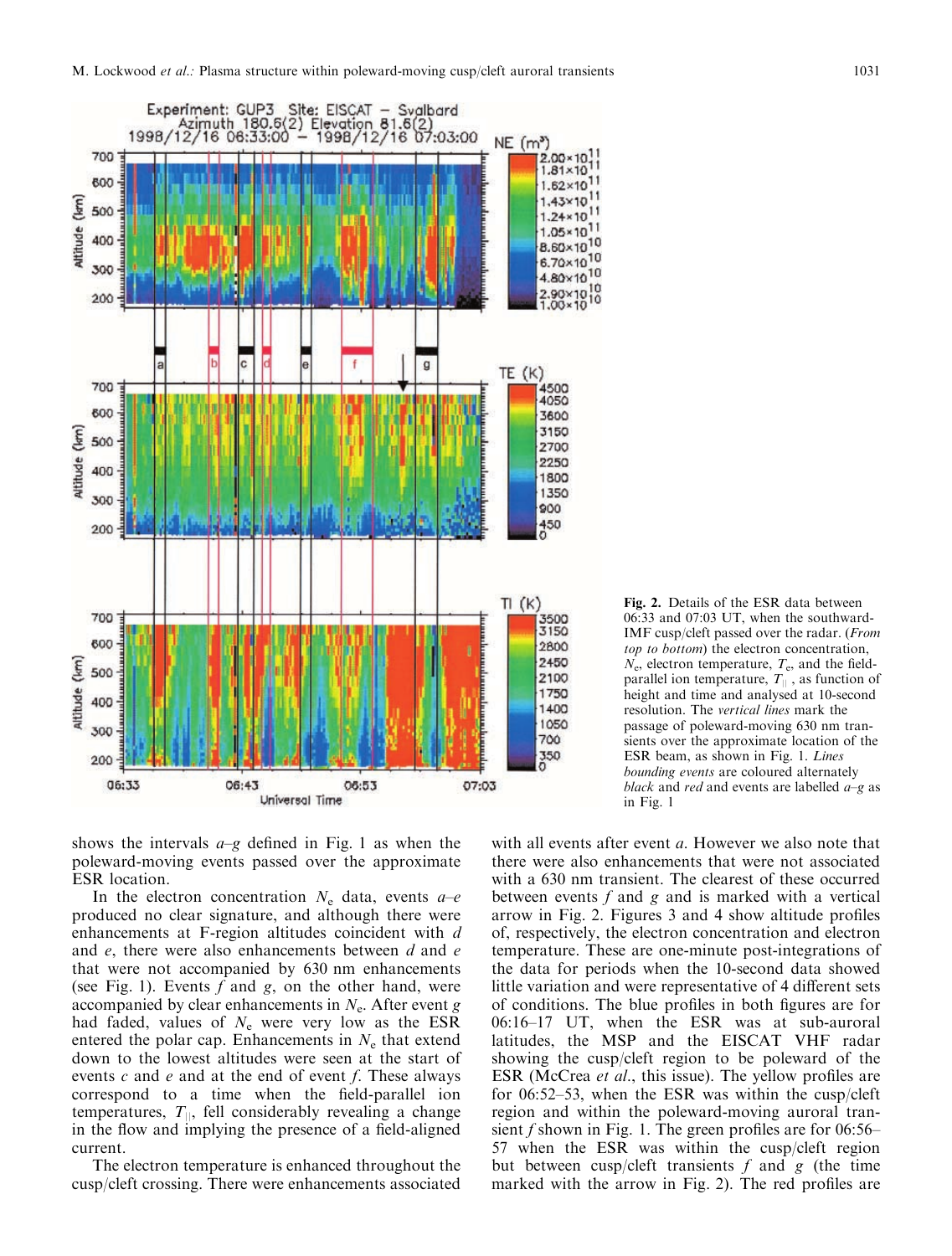**Fig. 2.** Details of the ESR data between 06:33 and 07:03 UT, when the southward-IMF cusp/cleft passed over the radar. (*From top to bottom*) the electron concentration, $N_e$, electron temperature, $T_e$, and the field-parallel ion temperature, $T_{||}$, as function of height and time and analysed at 10-second resolution. The *vertical lines* mark the passage of poleward-moving 630 nm transients over the approximate location of the ESR beam, as shown in Fig. 1. *Lines bounding events* are coloured alternately *black* and *red* and events are labelled *a–g* as in Fig. 1

shows the intervals *a–g* defined in Fig. 1 as when the poleward-moving events passed over the approximate ESR location.

In the electron concentration $N_e$ data, events *a–e* produced no clear signature, and although there were enhancements at F-region altitudes coincident with *d* and *e*, there were also enhancements between *d* and *e* that were not accompanied by 630 nm enhancements (see Fig. 1). Events *f* and *g*, on the other hand, were accompanied by clear enhancements in $N_e$. After event *g* had faded, values of $N_e$ were very low as the ESR entered the polar cap. Enhancements in $N_e$ that extend down to the lowest altitudes were seen at the start of events *c* and *e* and at the end of event *f*. These always correspond to a time when the field-parallel ion temperatures, $T_{||}$, fell considerably revealing a change in the flow and implying the presence of a field-aligned current.

The electron temperature is enhanced throughout the cusp/cleft crossing. There were enhancements associated with all events after event *a*. However we also note that there were also enhancements that were not associated with a 630 nm transient. The clearest of these occurred between events *f* and *g* and is marked with a vertical arrow in Fig. 2. Figures 3 and 4 show altitude profiles of, respectively, the electron concentration and electron temperature. These are one-minute post-integrations of the data for periods when the 10-second data showed little variation and were representative of 4 different sets of conditions. The blue profiles in both figures are for 06:16–17 UT, when the ESR was at sub-auroral latitudes, the MSP and the EISCAT VHF radar showing the cusp/cleft region to be poleward of the ESR (McCrea *et al*., this issue). The yellow profiles are for 06:52–53, when the ESR was within the cusp/cleft region and within the poleward-moving auroral transient *f* shown in Fig. 1. The green profiles are for 06:56–57 when the ESR was within the cusp/cleft region but between cusp/cleft transients *f* and *g* (the time marked with the arrow in Fig. 2). The red profiles are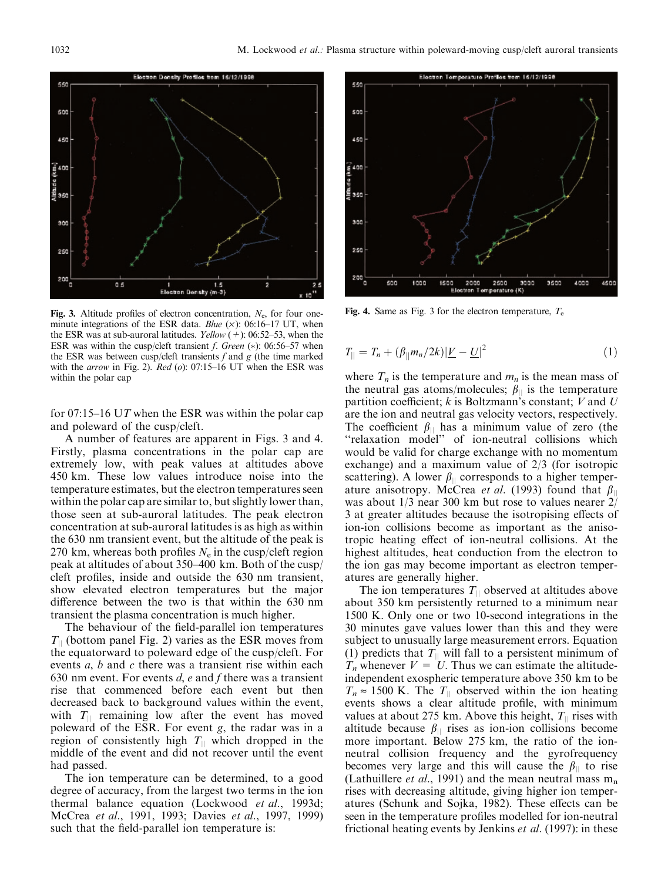Fig. 3. Altitude profiles of electron concentration, $N_e$, for four one-minute integrations of the ESR data. *Blue* (×): 06:16–17 UT, when the ESR was at sub-auroral latitudes. *Yellow* (+): 06:52–53, when the ESR was within the cusp/cleft transient *f*. *Green* (∗): 06:56–57 when the ESR was between cusp/cleft transients *f* and *g* (the time marked with the *arrow* in Fig. 2). *Red* (*o*): 07:15–16 UT when the ESR was within the polar cap

Fig. 4. Same as Fig. 3 for the electron temperature, $T_e$

for 07:15–16 UT when the ESR was within the polar cap and poleward of the cusp/cleft.

A number of features are apparent in Figs. 3 and 4. Firstly, plasma concentrations in the polar cap are extremely low, with peak values at altitudes above 450 km. These low values introduce noise into the temperature estimates, but the electron temperatures seen within the polar cap are similar to, but slightly lower than, those seen at sub-auroral latitudes. The peak electron concentration at sub-auroral latitudes is as high as within the 630 nm transient event, but the altitude of the peak is 270 km, whereas both profiles $N_e$ in the cusp/cleft region peak at altitudes of about 350–400 km. Both of the cusp/cleft profiles, inside and outside the 630 nm transient, show elevated electron temperatures but the major difference between the two is that within the 630 nm transient the plasma concentration is much higher.

The behaviour of the field-parallel ion temperatures $T_{||}$ (bottom panel Fig. 2) varies as the ESR moves from the equatorward to poleward edge of the cusp/cleft. For events *a*, *b* and *c* there was a transient rise within each 630 nm event. For events *d*, *e* and *f* there was a transient rise that commenced before each event but then decreased back to background values within the event, with $T_{||}$ remaining low after the event has moved poleward of the ESR. For event *g*, the radar was in a region of consistently high $T_{||}$ which dropped in the middle of the event and did not recover until the event had passed.

The ion temperature can be determined, to a good degree of accuracy, from the largest two terms in the ion thermal balance equation (Lockwood *et al*., 1993d; McCrea *et al*., 1991, 1993; Davies *et al*., 1997, 1999) such that the field-parallel ion temperature is:

$$T_{||} = T_n + (\beta_{||} m_n / 2k)|\underline{V} - \underline{U}|^2 \qquad (1)$$

where $T_n$ is the temperature and $m_n$ is the mean mass of the neutral gas atoms/molecules; $\beta_{||}$ is the temperature partition coefficient; $k$ is Boltzmann's constant; $V$ and $U$ are the ion and neutral gas velocity vectors, respectively. The coefficient $\beta_{||}$ has a minimum value of zero (the "relaxation model" of ion-neutral collisions which would be valid for charge exchange with no momentum exchange) and a maximum value of 2/3 (for isotropic scattering). A lower $\beta_{||}$ corresponds to a higher temperature anisotropy. McCrea *et al*. (1993) found that $\beta_{||}$ was about 1/3 near 300 km but rose to values nearer 2/3 at greater altitudes because the isotropising effects of ion-ion collisions become as important as the anisotropic heating effect of ion-neutral collisions. At the highest altitudes, heat conduction from the electron to the ion gas may become important as electron temperatures are generally higher.

The ion temperatures $T_{||}$ observed at altitudes above about 350 km persistently returned to a minimum near 1500 K. Only one or two 10-second integrations in the 30 minutes gave values lower than this and they were subject to unusually large measurement errors. Equation (1) predicts that $T_{||}$ will fall to a persistent minimum of $T_n$ whenever $V = U$. Thus we can estimate the altitude-independent exospheric temperature above 350 km to be $T_n \approx 1500$ K. The $T_{||}$ observed within the ion heating events shows a clear altitude profile, with minimum values at about 275 km. Above this height, $T_{||}$ rises with altitude because $\beta_{||}$ rises as ion-ion collisions become more important. Below 275 km, the ratio of the ion-neutral collision frequency and the gyrofrequency becomes very large and this will cause the $\beta_{||}$ to rise (Lathuillere *et al*., 1991) and the mean neutral mass $m_n$ rises with decreasing altitude, giving higher ion temperatures (Schunk and Sojka, 1982). These effects can be seen in the temperature profiles modelled for ion-neutral frictional heating events by Jenkins *et al*. (1997): in these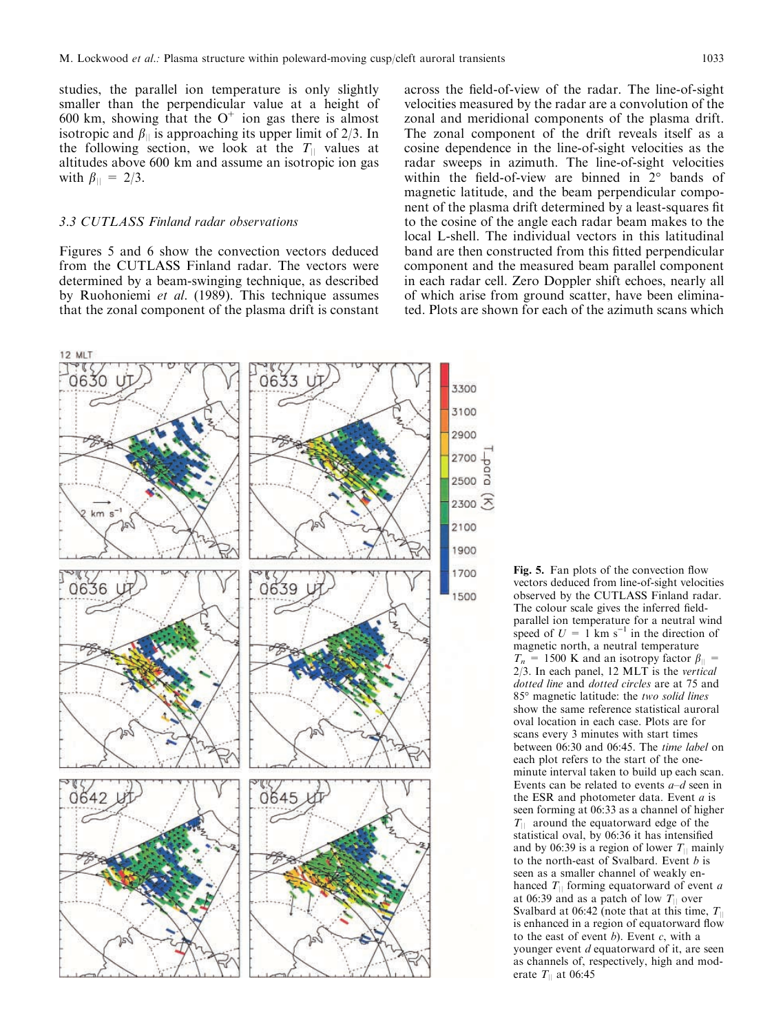studies, the parallel ion temperature is only slightly smaller than the perpendicular value at a height of 600 km, showing that the $O^+$ ion gas there is almost isotropic and $\beta_{||}$ is approaching its upper limit of 2/3. In the following section, we look at the $T_{||}$ values at altitudes above 600 km and assume an isotropic ion gas with $\beta_{||} = 2/3$.

### 3.3 CUTLASS Finland radar observations

Figures 5 and 6 show the convection vectors deduced from the CUTLASS Finland radar. The vectors were determined by a beam-swinging technique, as described by Ruohoniemi *et al*. (1989). This technique assumes that the zonal component of the plasma drift is constant across the field-of-view of the radar. The line-of-sight velocities measured by the radar are a convolution of the zonal and meridional components of the plasma drift. The zonal component of the drift reveals itself as a cosine dependence in the line-of-sight velocities as the radar sweeps in azimuth. The line-of-sight velocities within the field-of-view are binned in 2° bands of magnetic latitude, and the beam perpendicular component of the plasma drift determined by a least-squares fit to the cosine of the angle each radar beam makes to the local L-shell. The individual vectors in this latitudinal band are then constructed from this fitted perpendicular component and the measured beam parallel component in each radar cell. Zero Doppler shift echoes, nearly all of which arise from ground scatter, have been eliminated. Plots are shown for each of the azimuth scans which

**Fig. 5.** Fan plots of the convection flow vectors deduced from line-of-sight velocities observed by the CUTLASS Finland radar. The colour scale gives the inferred field-parallel ion temperature for a neutral wind speed of $U = 1$ km $s^{-1}$ in the direction of magnetic north, a neutral temperature $T_n = 1500$ K and an isotropy factor $\beta_{||} = 2/3$. In each panel, 12 MLT is the *vertical dotted line* and *dotted circles* are at 75 and 85° magnetic latitude: the *two solid lines* show the same reference statistical auroral oval location in each case. Plots are for scans every 3 minutes with start times between 06:30 and 06:45. The *time label* on each plot refers to the start of the one-minute interval taken to build up each scan. Events can be related to events *a*–*d* seen in the ESR and photometer data. Event *a* is seen forming at 06:33 as a channel of higher $T_{||}$ around the equatorward edge of the statistical oval, by 06:36 it has intensified and by 06:39 is a region of lower $T_{||}$ mainly to the north-east of Svalbard. Event *b* is seen as a smaller channel of weakly enhanced $T_{||}$ forming equatorward of event *a* at 06:39 and as a patch of low $T_{||}$ over Svalbard at 06:42 (note that at this time, $T_{||}$ is enhanced in a region of equatorward flow to the east of event *b*). Event *c*, with a younger event *d* equatorward of it, are seen as channels of, respectively, high and moderate $T_{||}$ at 06:45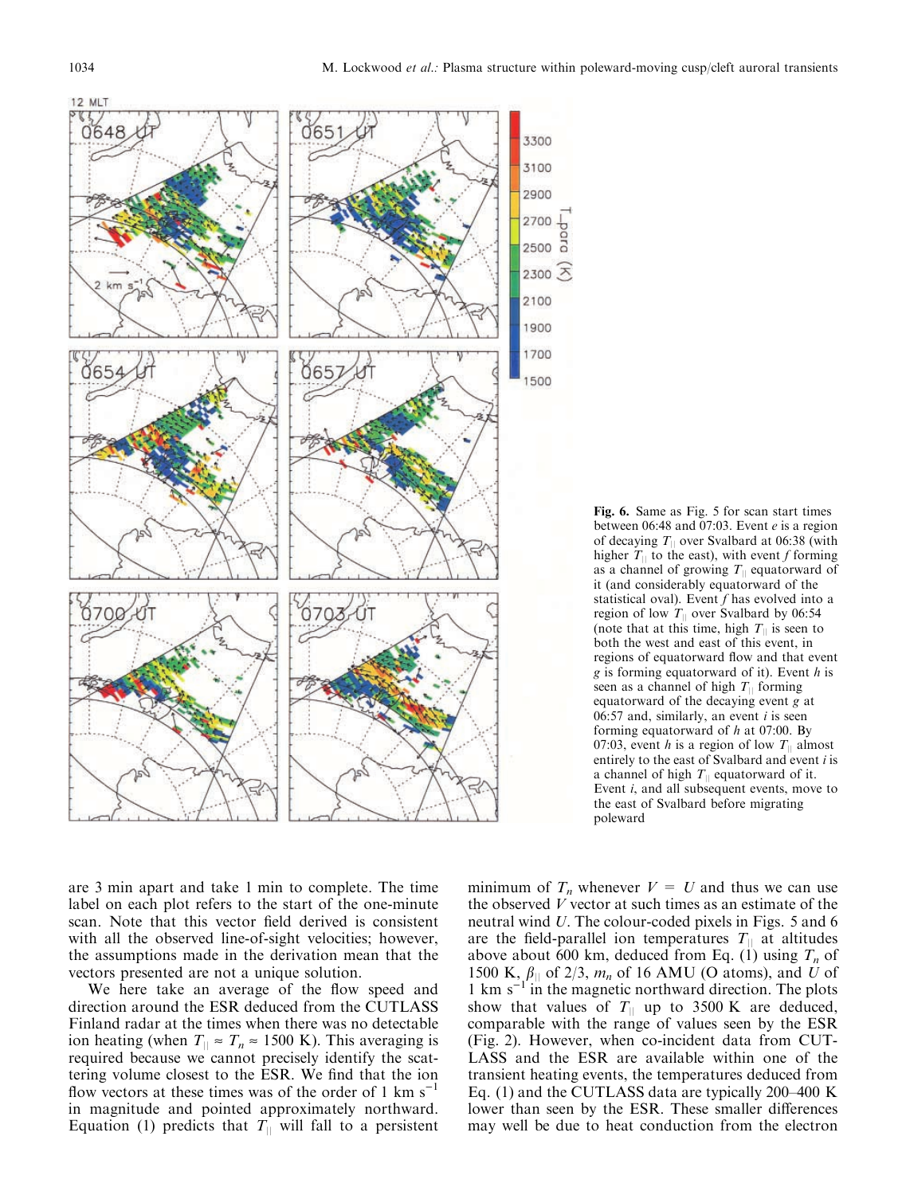**Fig. 6.** Same as Fig. 5 for scan start times between 06:48 and 07:03. Event *e* is a region of decaying $T_{\|}$ over Svalbard at 06:38 (with higher $T_{\|}$ to the east), with event *f* forming as a channel of growing $T_{\|}$ equatorward of it (and considerably equatorward of the statistical oval). Event *f* has evolved into a region of low $T_{\|}$ over Svalbard by 06:54 (note that at this time, high $T_{\|}$ is seen to both the west and east of this event, in regions of equatorward flow and that event *g* is forming equatorward of it). Event *h* is seen as a channel of high $T_{\|}$ forming equatorward of the decaying event *g* at 06:57 and, similarly, an event *i* is seen forming equatorward of *h* at 07:00. By 07:03, event *h* is a region of low $T_{\|}$ almost entirely to the east of Svalbard and event *i* is a channel of high $T_{\|}$ equatorward of it. Event *i*, and all subsequent events, move to the east of Svalbard before migrating poleward

are 3 min apart and take 1 min to complete. The time label on each plot refers to the start of the one-minute scan. Note that this vector field derived is consistent with all the observed line-of-sight velocities; however, the assumptions made in the derivation mean that the vectors presented are not a unique solution.

We here take an average of the flow speed and direction around the ESR deduced from the CUTLASS Finland radar at the times when there was no detectable ion heating (when $T_{\|} \approx T_n \approx 1500$ K). This averaging is required because we cannot precisely identify the scattering volume closest to the ESR. We find that the ion flow vectors at these times was of the order of 1 km s$^{-1}$ in magnitude and pointed approximately northward. Equation (1) predicts that $T_{\|}$ will fall to a persistent minimum of $T_n$ whenever $V = U$ and thus we can use the observed $V$ vector at such times as an estimate of the neutral wind $U$. The colour-coded pixels in Figs. 5 and 6 are the field-parallel ion temperatures $T_{\|}$ at altitudes above about 600 km, deduced from Eq. (1) using $T_n$ of 1500 K, $\beta_{\|}$ of 2/3, $m_n$ of 16 AMU (O atoms), and $U$ of 1 km s$^{-1}$ in the magnetic northward direction. The plots show that values of $T_{\|}$ up to 3500 K are deduced, comparable with the range of values seen by the ESR (Fig. 2). However, when co-incident data from CUTLASS and the ESR are available within one of the transient heating events, the temperatures deduced from Eq. (1) and the CUTLASS data are typically 200–400 K lower than seen by the ESR. These smaller differences may well be due to heat conduction from the electron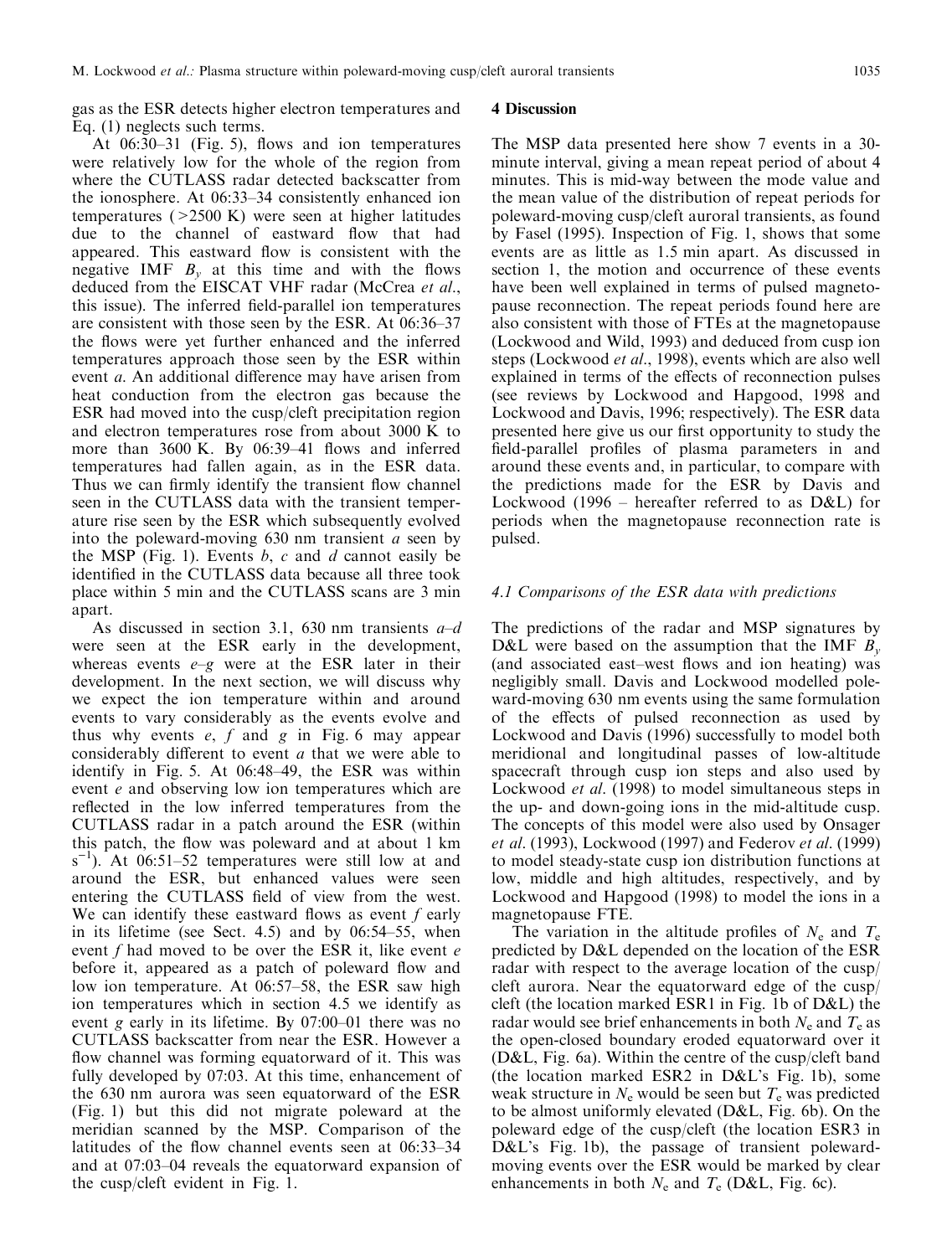gas as the ESR detects higher electron temperatures and Eq. (1) neglects such terms.

At 06:30–31 (Fig. 5), flows and ion temperatures were relatively low for the whole of the region from where the CUTLASS radar detected backscatter from the ionosphere. At 06:33–34 consistently enhanced ion temperatures (>2500 K) were seen at higher latitudes due to the channel of eastward flow that had appeared. This eastward flow is consistent with the negative IMF $B_y$ at this time and with the flows deduced from the EISCAT VHF radar (McCrea *et al*., this issue). The inferred field-parallel ion temperatures are consistent with those seen by the ESR. At 06:36–37 the flows were yet further enhanced and the inferred temperatures approach those seen by the ESR within event *a*. An additional difference may have arisen from heat conduction from the electron gas because the ESR had moved into the cusp/cleft precipitation region and electron temperatures rose from about 3000 K to more than 3600 K. By 06:39–41 flows and inferred temperatures had fallen again, as in the ESR data. Thus we can firmly identify the transient flow channel seen in the CUTLASS data with the transient temperature rise seen by the ESR which subsequently evolved into the poleward-moving 630 nm transient *a* seen by the MSP (Fig. 1). Events *b*, *c* and *d* cannot easily be identified in the CUTLASS data because all three took place within 5 min and the CUTLASS scans are 3 min apart.

As discussed in section 3.1, 630 nm transients *a*–*d* were seen at the ESR early in the development, whereas events *e*–*g* were at the ESR later in their development. In the next section, we will discuss why we expect the ion temperature within and around events to vary considerably as the events evolve and thus why events *e*, *f* and *g* in Fig. 6 may appear considerably different to event *a* that we were able to identify in Fig. 5. At 06:48–49, the ESR was within event *e* and observing low ion temperatures which are reflected in the low inferred temperatures from the CUTLASS radar in a patch around the ESR (within this patch, the flow was poleward and at about 1 km $s^{-1}$). At 06:51–52 temperatures were still low at and around the ESR, but enhanced values were seen entering the CUTLASS field of view from the west. We can identify these eastward flows as event *f* early in its lifetime (see Sect. 4.5) and by 06:54–55, when event *f* had moved to be over the ESR it, like event *e* before it, appeared as a patch of poleward flow and low ion temperature. At 06:57–58, the ESR saw high ion temperatures which in section 4.5 we identify as event *g* early in its lifetime. By 07:00–01 there was no CUTLASS backscatter from near the ESR. However a flow channel was forming equatorward of it. This was fully developed by 07:03. At this time, enhancement of the 630 nm aurora was seen equatorward of the ESR (Fig. 1) but this did not migrate poleward at the meridian scanned by the MSP. Comparison of the latitudes of the flow channel events seen at 06:33–34 and at 07:03–04 reveals the equatorward expansion of the cusp/cleft evident in Fig. 1.

## 4 Discussion

The MSP data presented here show 7 events in a 30-minute interval, giving a mean repeat period of about 4 minutes. This is mid-way between the mode value and the mean value of the distribution of repeat periods for poleward-moving cusp/cleft auroral transients, as found by Fasel (1995). Inspection of Fig. 1, shows that some events are as little as 1.5 min apart. As discussed in section 1, the motion and occurrence of these events have been well explained in terms of pulsed magnetopause reconnection. The repeat periods found here are also consistent with those of FTEs at the magnetopause (Lockwood and Wild, 1993) and deduced from cusp ion steps (Lockwood *et al*., 1998), events which are also well explained in terms of the effects of reconnection pulses (see reviews by Lockwood and Hapgood, 1998 and Lockwood and Davis, 1996; respectively). The ESR data presented here give us our first opportunity to study the field-parallel profiles of plasma parameters in and around these events and, in particular, to compare with the predictions made for the ESR by Davis and Lockwood (1996 – hereafter referred to as D&L) for periods when the magnetopause reconnection rate is pulsed.

### 4.1 Comparisons of the ESR data with predictions

The predictions of the radar and MSP signatures by D&L were based on the assumption that the IMF $B_y$ (and associated east–west flows and ion heating) was negligibly small. Davis and Lockwood modelled poleward-moving 630 nm events using the same formulation of the effects of pulsed reconnection as used by Lockwood and Davis (1996) successfully to model both meridional and longitudinal passes of low-altitude spacecraft through cusp ion steps and also used by Lockwood *et al*. (1998) to model simultaneous steps in the up- and down-going ions in the mid-altitude cusp. The concepts of this model were also used by Onsager *et al*. (1993), Lockwood (1997) and Federov *et al*. (1999) to model steady-state cusp ion distribution functions at low, middle and high altitudes, respectively, and by Lockwood and Hapgood (1998) to model the ions in a magnetopause FTE.

The variation in the altitude profiles of $N_e$ and $T_e$ predicted by D&L depended on the location of the ESR radar with respect to the average location of the cusp/cleft aurora. Near the equatorward edge of the cusp/cleft (the location marked ESR1 in Fig. 1b of D&L) the radar would see brief enhancements in both $N_e$ and $T_e$ as the open-closed boundary eroded equatorward over it (D&L, Fig. 6a). Within the centre of the cusp/cleft band (the location marked ESR2 in D&L's Fig. 1b), some weak structure in $N_e$ would be seen but $T_e$ was predicted to be almost uniformly elevated (D&L, Fig. 6b). On the poleward edge of the cusp/cleft (the location ESR3 in D&L's Fig. 1b), the passage of transient poleward-moving events over the ESR would be marked by clear enhancements in both $N_e$ and $T_e$ (D&L, Fig. 6c).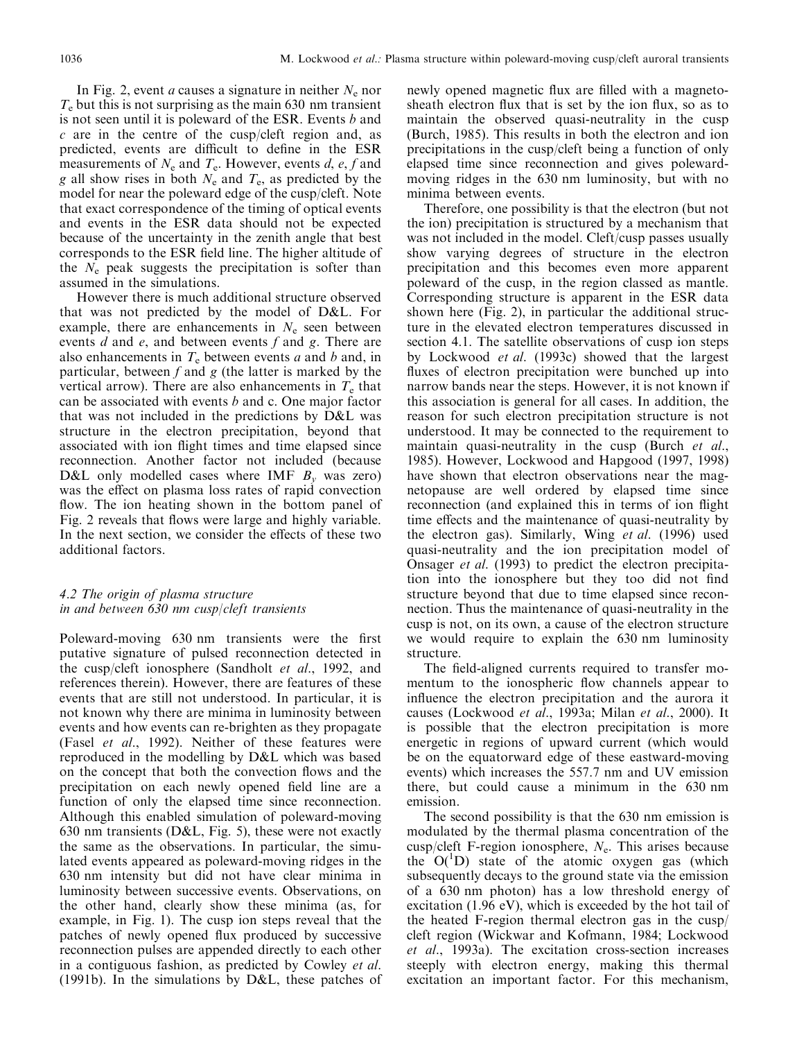In Fig. 2, event *a* causes a signature in neither $N_e$ nor $T_e$ but this is not surprising as the main 630 nm transient is not seen until it is poleward of the ESR. Events *b* and *c* are in the centre of the cusp/cleft region and, as predicted, events are difficult to define in the ESR measurements of $N_e$ and $T_e$. However, events *d*, *e*, *f* and *g* all show rises in both $N_e$ and $T_e$, as predicted by the model for near the poleward edge of the cusp/cleft. Note that exact correspondence of the timing of optical events and events in the ESR data should not be expected because of the uncertainty in the zenith angle that best corresponds to the ESR field line. The higher altitude of the $N_e$ peak suggests the precipitation is softer than assumed in the simulations.

However there is much additional structure observed that was not predicted by the model of D&L. For example, there are enhancements in $N_e$ seen between events *d* and *e*, and between events *f* and *g*. There are also enhancements in $T_e$ between events *a* and *b* and, in particular, between *f* and *g* (the latter is marked by the vertical arrow). There are also enhancements in $T_e$ that can be associated with events *b* and c. One major factor that was not included in the predictions by D&L was structure in the electron precipitation, beyond that associated with ion flight times and time elapsed since reconnection. Another factor not included (because D&L only modelled cases where IMF $B_y$ was zero) was the effect on plasma loss rates of rapid convection flow. The ion heating shown in the bottom panel of Fig. 2 reveals that flows were large and highly variable. In the next section, we consider the effects of these two additional factors.

### 4.2 The origin of plasma structure in and between 630 nm cusp/cleft transients

Poleward-moving 630 nm transients were the first putative signature of pulsed reconnection detected in the cusp/cleft ionosphere (Sandholt *et al*., 1992, and references therein). However, there are features of these events that are still not understood. In particular, it is not known why there are minima in luminosity between events and how events can re-brighten as they propagate (Fasel *et al*., 1992). Neither of these features were reproduced in the modelling by D&L which was based on the concept that both the convection flows and the precipitation on each newly opened field line are a function of only the elapsed time since reconnection. Although this enabled simulation of poleward-moving 630 nm transients (D&L, Fig. 5), these were not exactly the same as the observations. In particular, the simulated events appeared as poleward-moving ridges in the 630 nm intensity but did not have clear minima in luminosity between successive events. Observations, on the other hand, clearly show these minima (as, for example, in Fig. 1). The cusp ion steps reveal that the patches of newly opened flux produced by successive reconnection pulses are appended directly to each other in a contiguous fashion, as predicted by Cowley *et al*. (1991b). In the simulations by D&L, these patches of newly opened magnetic flux are filled with a magnetosheath electron flux that is set by the ion flux, so as to maintain the observed quasi-neutrality in the cusp (Burch, 1985). This results in both the electron and ion precipitations in the cusp/cleft being a function of only elapsed time since reconnection and gives poleward-moving ridges in the 630 nm luminosity, but with no minima between events.

Therefore, one possibility is that the electron (but not the ion) precipitation is structured by a mechanism that was not included in the model. Cleft/cusp passes usually show varying degrees of structure in the electron precipitation and this becomes even more apparent poleward of the cusp, in the region classed as mantle. Corresponding structure is apparent in the ESR data shown here (Fig. 2), in particular the additional structure in the elevated electron temperatures discussed in section 4.1. The satellite observations of cusp ion steps by Lockwood *et al*. (1993c) showed that the largest fluxes of electron precipitation were bunched up into narrow bands near the steps. However, it is not known if this association is general for all cases. In addition, the reason for such electron precipitation structure is not understood. It may be connected to the requirement to maintain quasi-neutrality in the cusp (Burch *et al*., 1985). However, Lockwood and Hapgood (1997, 1998) have shown that electron observations near the magnetopause are well ordered by elapsed time since reconnection (and explained this in terms of ion flight time effects and the maintenance of quasi-neutrality by the electron gas). Similarly, Wing *et al*. (1996) used quasi-neutrality and the ion precipitation model of Onsager *et al*. (1993) to predict the electron precipitation into the ionosphere but they too did not find structure beyond that due to time elapsed since reconnection. Thus the maintenance of quasi-neutrality in the cusp is not, on its own, a cause of the electron structure we would require to explain the 630 nm luminosity structure.

The field-aligned currents required to transfer momentum to the ionospheric flow channels appear to influence the electron precipitation and the aurora it causes (Lockwood *et al*., 1993a; Milan *et al*., 2000). It is possible that the electron precipitation is more energetic in regions of upward current (which would be on the equatorward edge of these eastward-moving events) which increases the 557.7 nm and UV emission there, but could cause a minimum in the 630 nm emission.

The second possibility is that the 630 nm emission is modulated by the thermal plasma concentration of the cusp/cleft F-region ionosphere, $N_e$. This arises because the $O(^1D)$ state of the atomic oxygen gas (which subsequently decays to the ground state via the emission of a 630 nm photon) has a low threshold energy of excitation (1.96 eV), which is exceeded by the hot tail of the heated F-region thermal electron gas in the cusp/cleft region (Wickwar and Kofmann, 1984; Lockwood *et al*., 1993a). The excitation cross-section increases steeply with electron energy, making this thermal excitation an important factor. For this mechanism,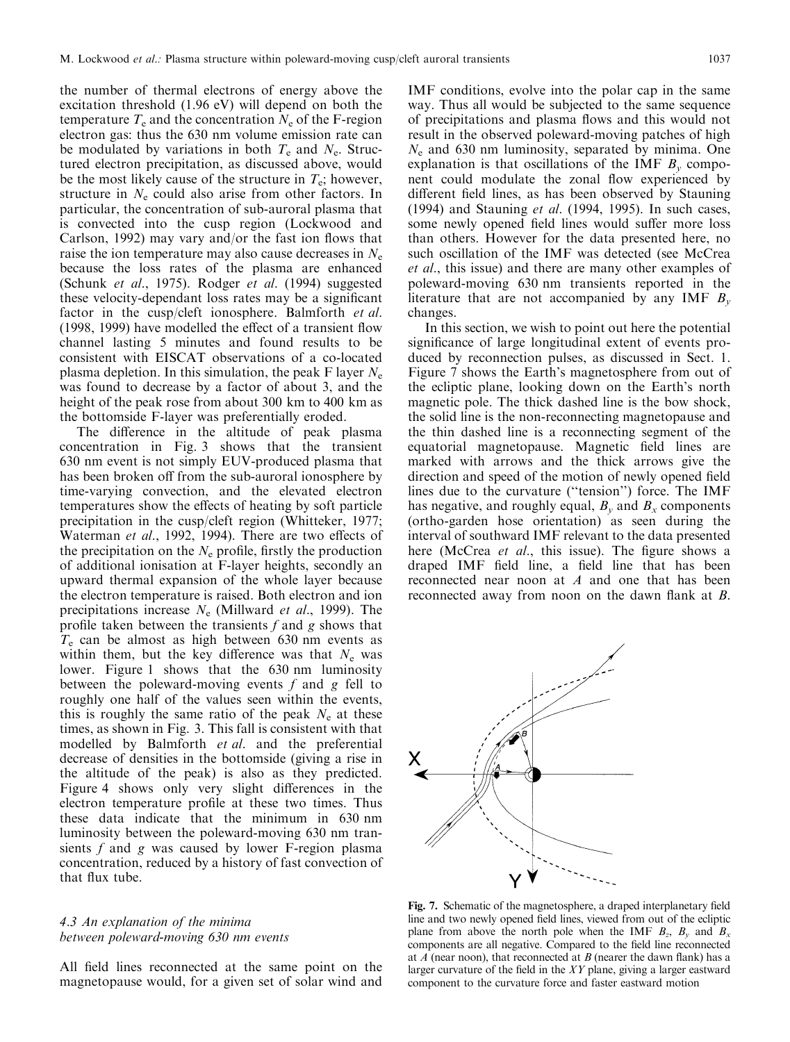the number of thermal electrons of energy above the excitation threshold (1.96 eV) will depend on both the temperature $T_e$ and the concentration $N_e$ of the F-region electron gas: thus the 630 nm volume emission rate can be modulated by variations in both $T_e$ and $N_e$. Structured electron precipitation, as discussed above, would be the most likely cause of the structure in $T_e$; however, structure in $N_e$ could also arise from other factors. In particular, the concentration of sub-auroral plasma that is convected into the cusp region (Lockwood and Carlson, 1992) may vary and/or the fast ion flows that raise the ion temperature may also cause decreases in $N_e$ because the loss rates of the plasma are enhanced (Schunk *et al*., 1975). Rodger *et al*. (1994) suggested these velocity-dependant loss rates may be a significant factor in the cusp/cleft ionosphere. Balmforth *et al*. (1998, 1999) have modelled the effect of a transient flow channel lasting 5 minutes and found results to be consistent with EISCAT observations of a co-located plasma depletion. In this simulation, the peak F layer $N_e$ was found to decrease by a factor of about 3, and the height of the peak rose from about 300 km to 400 km as the bottomside F-layer was preferentially eroded.

The difference in the altitude of peak plasma concentration in Fig. 3 shows that the transient 630 nm event is not simply EUV-produced plasma that has been broken off from the sub-auroral ionosphere by time-varying convection, and the elevated electron temperatures show the effects of heating by soft particle precipitation in the cusp/cleft region (Whitteker, 1977; Waterman *et al*., 1992, 1994). There are two effects of the precipitation on the $N_e$ profile, firstly the production of additional ionisation at F-layer heights, secondly an upward thermal expansion of the whole layer because the electron temperature is raised. Both electron and ion precipitations increase $N_e$ (Millward *et al*., 1999). The profile taken between the transients *f* and *g* shows that $T_e$ can be almost as high between 630 nm events as within them, but the key difference was that $N_e$ was lower. Figure 1 shows that the 630 nm luminosity between the poleward-moving events *f* and *g* fell to roughly one half of the values seen within the events, this is roughly the same ratio of the peak $N_e$ at these times, as shown in Fig. 3. This fall is consistent with that modelled by Balmforth *et al*. and the preferential decrease of densities in the bottomside (giving a rise in the altitude of the peak) is also as they predicted. Figure 4 shows only very slight differences in the electron temperature profile at these two times. Thus these data indicate that the minimum in 630 nm luminosity between the poleward-moving 630 nm transients *f* and *g* was caused by lower F-region plasma concentration, reduced by a history of fast convection of that flux tube.

### *4.3 An explanation of the minima between poleward-moving 630 nm events*

All field lines reconnected at the same point on the magnetopause would, for a given set of solar wind and IMF conditions, evolve into the polar cap in the same way. Thus all would be subjected to the same sequence of precipitations and plasma flows and this would not result in the observed poleward-moving patches of high $N_e$ and 630 nm luminosity, separated by minima. One explanation is that oscillations of the IMF $B_y$ component could modulate the zonal flow experienced by different field lines, as has been observed by Stauning (1994) and Stauning *et al*. (1994, 1995). In such cases, some newly opened field lines would suffer more loss than others. However for the data presented here, no such oscillation of the IMF was detected (see McCrea *et al*., this issue) and there are many other examples of poleward-moving 630 nm transients reported in the literature that are not accompanied by any IMF $B_y$ changes.

In this section, we wish to point out here the potential significance of large longitudinal extent of events produced by reconnection pulses, as discussed in Sect. 1. Figure 7 shows the Earth's magnetosphere from out of the ecliptic plane, looking down on the Earth's north magnetic pole. The thick dashed line is the bow shock, the solid line is the non-reconnecting magnetopause and the thin dashed line is a reconnecting segment of the equatorial magnetopause. Magnetic field lines are marked with arrows and the thick arrows give the direction and speed of the motion of newly opened field lines due to the curvature ("tension") force. The IMF has negative, and roughly equal, $B_y$ and $B_x$ components (ortho-garden hose orientation) as seen during the interval of southward IMF relevant to the data presented here (McCrea *et al*., this issue). The figure shows a draped IMF field line, a field line that has been reconnected near noon at *A* and one that has been reconnected away from noon on the dawn flank at *B*.

**Fig. 7.** Schematic of the magnetosphere, a draped interplanetary field line and two newly opened field lines, viewed from out of the ecliptic plane from above the north pole when the IMF $B_z$, $B_y$ and $B_x$ components are all negative. Compared to the field line reconnected at *A* (near noon), that reconnected at *B* (nearer the dawn flank) has a larger curvature of the field in the *XY* plane, giving a larger eastward component to the curvature force and faster eastward motion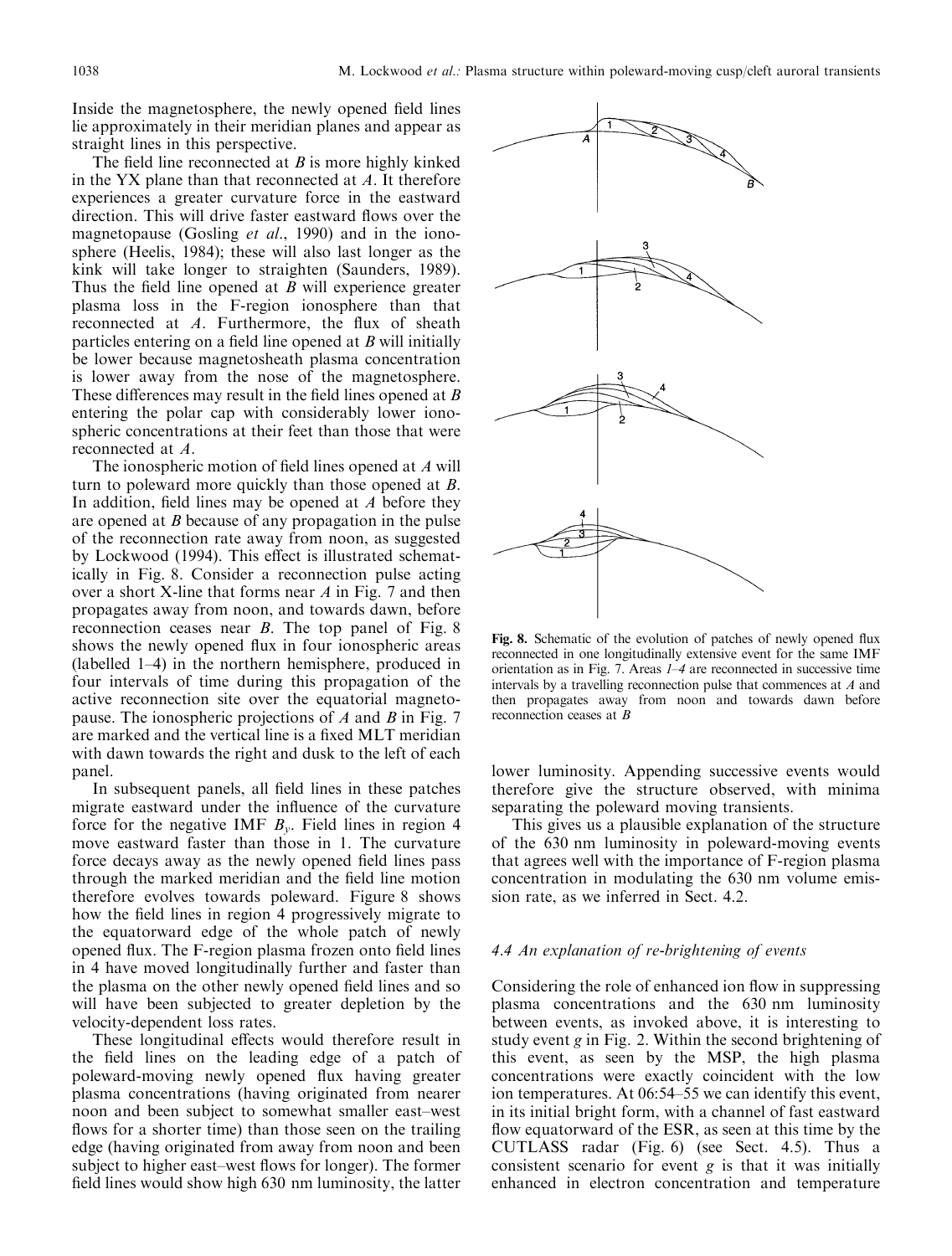Inside the magnetosphere, the newly opened field lines lie approximately in their meridian planes and appear as straight lines in this perspective.

The field line reconnected at *B* is more highly kinked in the YX plane than that reconnected at *A*. It therefore experiences a greater curvature force in the eastward direction. This will drive faster eastward flows over the magnetopause (Gosling *et al.*, 1990) and in the ionosphere (Heelis, 1984); these will also last longer as the kink will take longer to straighten (Saunders, 1989). Thus the field line opened at *B* will experience greater plasma loss in the F-region ionosphere than that reconnected at *A*. Furthermore, the flux of sheath particles entering on a field line opened at *B* will initially be lower because magnetosheath plasma concentration is lower away from the nose of the magnetosphere. These differences may result in the field lines opened at *B* entering the polar cap with considerably lower ionospheric concentrations at their feet than those that were reconnected at *A*.

The ionospheric motion of field lines opened at *A* will turn to poleward more quickly than those opened at *B*. In addition, field lines may be opened at *A* before they are opened at *B* because of any propagation in the pulse of the reconnection rate away from noon, as suggested by Lockwood (1994). This effect is illustrated schematically in Fig. 8. Consider a reconnection pulse acting over a short X-line that forms near *A* in Fig. 7 and then propagates away from noon, and towards dawn, before reconnection ceases near *B*. The top panel of Fig. 8 shows the newly opened flux in four ionospheric areas (labelled 1–4) in the northern hemisphere, produced in four intervals of time during this propagation of the active reconnection site over the equatorial magnetopause. The ionospheric projections of *A* and *B* in Fig. 7 are marked and the vertical line is a fixed MLT meridian with dawn towards the right and dusk to the left of each panel.

In subsequent panels, all field lines in these patches migrate eastward under the influence of the curvature force for the negative IMF $B_y$. Field lines in region 4 move eastward faster than those in 1. The curvature force decays away as the newly opened field lines pass through the marked meridian and the field line motion therefore evolves towards poleward. Figure 8 shows how the field lines in region 4 progressively migrate to the equatorward edge of the whole patch of newly opened flux. The F-region plasma frozen onto field lines in 4 have moved longitudinally further and faster than the plasma on the other newly opened field lines and so will have been subjected to greater depletion by the velocity-dependent loss rates.

These longitudinal effects would therefore result in the field lines on the leading edge of a patch of poleward-moving newly opened flux having greater plasma concentrations (having originated from nearer noon and been subject to somewhat smaller east–west flows for a shorter time) than those seen on the trailing edge (having originated from away from noon and been subject to higher east–west flows for longer). The former field lines would show high 630 nm luminosity, the latter lower luminosity. Appending successive events would therefore give the structure observed, with minima separating the poleward moving transients.

**Fig. 8.** Schematic of the evolution of patches of newly opened flux reconnected in one longitudinally extensive event for the same IMF orientation as in Fig. 7. Areas *1–4* are reconnected in successive time intervals by a travelling reconnection pulse that commences at *A* and then propagates away from noon and towards dawn before reconnection ceases at *B*

This gives us a plausible explanation of the structure of the 630 nm luminosity in poleward-moving events that agrees well with the importance of F-region plasma concentration in modulating the 630 nm volume emission rate, as we inferred in Sect. 4.2.

### 4.4 An explanation of re-brightening of events

Considering the role of enhanced ion flow in suppressing plasma concentrations and the 630 nm luminosity between events, as invoked above, it is interesting to study event *g* in Fig. 2. Within the second brightening of this event, as seen by the MSP, the high plasma concentrations were exactly coincident with the low ion temperatures. At 06:54–55 we can identify this event, in its initial bright form, with a channel of fast eastward flow equatorward of the ESR, as seen at this time by the CUTLASS radar (Fig. 6) (see Sect. 4.5). Thus a consistent scenario for event *g* is that it was initially enhanced in electron concentration and temperature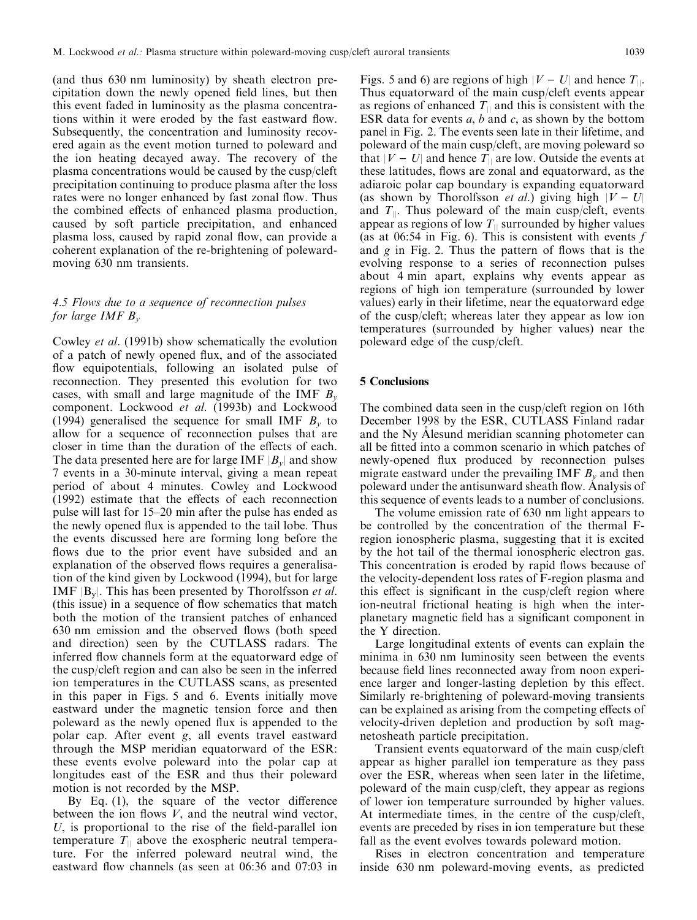(and thus 630 nm luminosity) by sheath electron precipitation down the newly opened field lines, but then this event faded in luminosity as the plasma concentrations within it were eroded by the fast eastward flow. Subsequently, the concentration and luminosity recovered again as the event motion turned to poleward and the ion heating decayed away. The recovery of the plasma concentrations would be caused by the cusp/cleft precipitation continuing to produce plasma after the loss rates were no longer enhanced by fast zonal flow. Thus the combined effects of enhanced plasma production, caused by soft particle precipitation, and enhanced plasma loss, caused by rapid zonal flow, can provide a coherent explanation of the re-brightening of poleward-moving 630 nm transients.

### 4.5 Flows due to a sequence of reconnection pulses for large IMF $B_y$

Cowley *et al.* (1991b) show schematically the evolution of a patch of newly opened flux, and of the associated flow equipotentials, following an isolated pulse of reconnection. They presented this evolution for two cases, with small and large magnitude of the IMF $B_y$ component. Lockwood *et al.* (1993b) and Lockwood (1994) generalised the sequence for small IMF $B_y$ to allow for a sequence of reconnection pulses that are closer in time than the duration of the effects of each. The data presented here are for large IMF $|B_y|$ and show 7 events in a 30-minute interval, giving a mean repeat period of about 4 minutes. Cowley and Lockwood (1992) estimate that the effects of each reconnection pulse will last for 15–20 min after the pulse has ended as the newly opened flux is appended to the tail lobe. Thus the events discussed here are forming long before the flows due to the prior event have subsided and an explanation of the observed flows requires a generalisation of the kind given by Lockwood (1994), but for large IMF $|B_y|$. This has been presented by Thorolfsson *et al.* (this issue) in a sequence of flow schematics that match both the motion of the transient patches of enhanced 630 nm emission and the observed flows (both speed and direction) seen by the CUTLASS radars. The inferred flow channels form at the equatorward edge of the cusp/cleft region and can also be seen in the inferred ion temperatures in the CUTLASS scans, as presented in this paper in Figs. 5 and 6. Events initially move eastward under the magnetic tension force and then poleward as the newly opened flux is appended to the polar cap. After event *g*, all events travel eastward through the MSP meridian equatorward of the ESR: these events evolve poleward into the polar cap at longitudes east of the ESR and thus their poleward motion is not recorded by the MSP.

By Eq. (1), the square of the vector difference between the ion flows $V$, and the neutral wind vector, $U$, is proportional to the rise of the field-parallel ion temperature $T_{||}$ above the exospheric neutral temperature. For the inferred poleward neutral wind, the eastward flow channels (as seen at 06:36 and 07:03 in Figs. 5 and 6) are regions of high $|V - U|$ and hence $T_{||}$. Thus equatorward of the main cusp/cleft events appear as regions of enhanced $T_{||}$ and this is consistent with the ESR data for events *a*, *b* and *c*, as shown by the bottom panel in Fig. 2. The events seen late in their lifetime, and poleward of the main cusp/cleft, are moving poleward so that $|V - U|$ and hence $T_{||}$ are low. Outside the events at these latitudes, flows are zonal and equatorward, as the adiaroic polar cap boundary is expanding equatorward (as shown by Thorolfsson *et al.*) giving high $|V - U|$ and $T_{||}$. Thus poleward of the main cusp/cleft, events appear as regions of low $T_{||}$ surrounded by higher values (as at 06:54 in Fig. 6). This is consistent with events *f* and *g* in Fig. 2. Thus the pattern of flows that is the evolving response to a series of reconnection pulses about 4 min apart, explains why events appear as regions of high ion temperature (surrounded by lower values) early in their lifetime, near the equatorward edge of the cusp/cleft; whereas later they appear as low ion temperatures (surrounded by higher values) near the poleward edge of the cusp/cleft.

## 5 Conclusions

The combined data seen in the cusp/cleft region on 16th December 1998 by the ESR, CUTLASS Finland radar and the Ny Ålesund meridian scanning photometer can all be fitted into a common scenario in which patches of newly-opened flux produced by reconnection pulses migrate eastward under the prevailing IMF $B_y$ and then poleward under the antisunward sheath flow. Analysis of this sequence of events leads to a number of conclusions.

The volume emission rate of 630 nm light appears to be controlled by the concentration of the thermal F-region ionospheric plasma, suggesting that it is excited by the hot tail of the thermal ionospheric electron gas. This concentration is eroded by rapid flows because of the velocity-dependent loss rates of F-region plasma and this effect is significant in the cusp/cleft region where ion-neutral frictional heating is high when the interplanetary magnetic field has a significant component in the Y direction.

Large longitudinal extents of events can explain the minima in 630 nm luminosity seen between the events because field lines reconnected away from noon experience larger and longer-lasting depletion by this effect. Similarly re-brightening of poleward-moving transients can be explained as arising from the competing effects of velocity-driven depletion and production by soft magnetosheath particle precipitation.

Transient events equatorward of the main cusp/cleft appear as higher parallel ion temperature as they pass over the ESR, whereas when seen later in the lifetime, poleward of the main cusp/cleft, they appear as regions of lower ion temperature surrounded by higher values. At intermediate times, in the centre of the cusp/cleft, events are preceded by rises in ion temperature but these fall as the event evolves towards poleward motion.

Rises in electron concentration and temperature inside 630 nm poleward-moving events, as predicted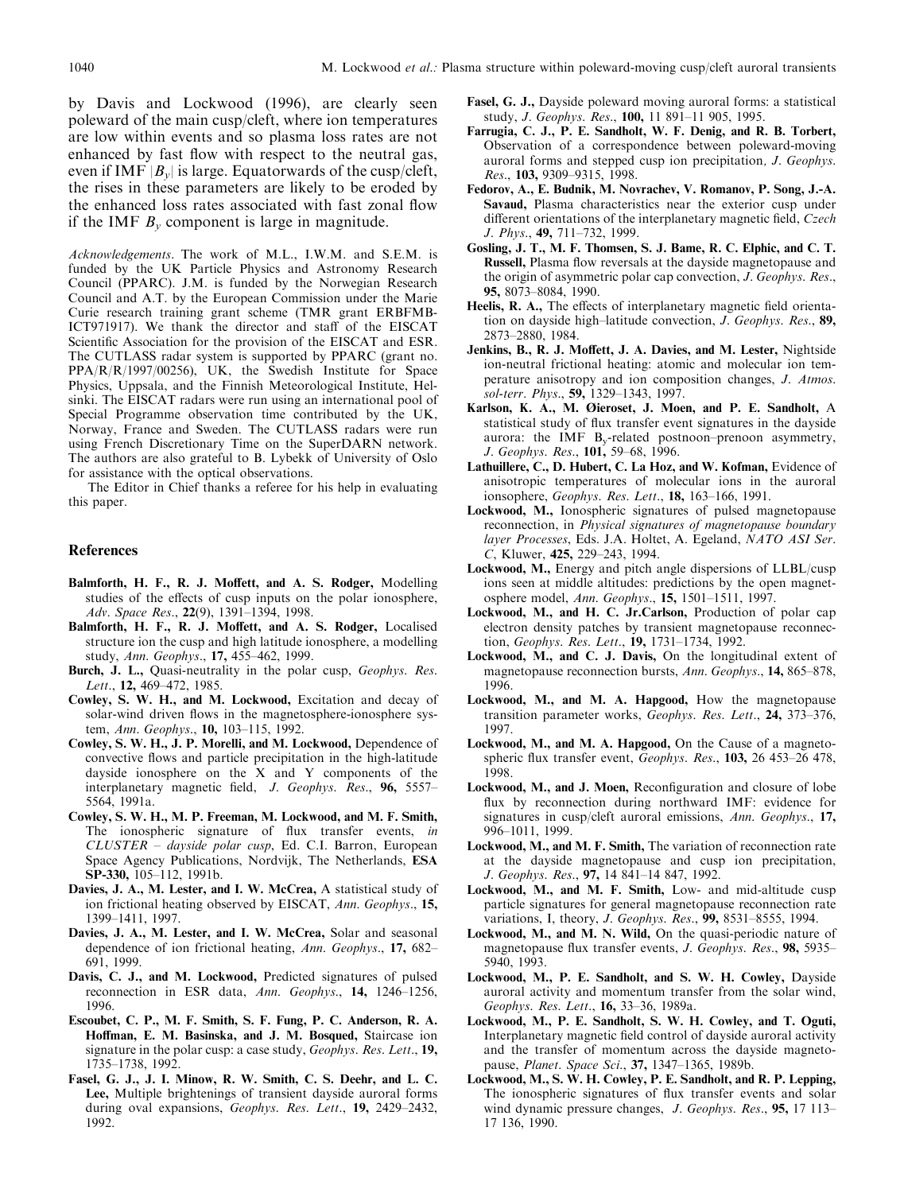by Davis and Lockwood (1996), are clearly seen poleward of the main cusp/cleft, where ion temperatures are low within events and so plasma loss rates are not enhanced by fast flow with respect to the neutral gas, even if IMF $|B_y|$ is large. Equatorwards of the cusp/cleft, the rises in these parameters are likely to be eroded by the enhanced loss rates associated with fast zonal flow if the IMF $B_y$ component is large in magnitude.

*Acknowledgements*. The work of M.L., I.W.M. and S.E.M. is funded by the UK Particle Physics and Astronomy Research Council (PPARC). J.M. is funded by the Norwegian Research Council and A.T. by the European Commission under the Marie Curie research training grant scheme (TMR grant ERBFMB-ICT971917). We thank the director and staff of the EISCAT Scientific Association for the provision of the EISCAT and ESR. The CUTLASS radar system is supported by PPARC (grant no. PPA/R/R/1997/00256), UK, the Swedish Institute for Space Physics, Uppsala, and the Finnish Meteorological Institute, Helsinki. The EISCAT radars were run using an international pool of Special Programme observation time contributed by the UK, Norway, France and Sweden. The CUTLASS radars were run using French Discretionary Time on the SuperDARN network. The authors are also grateful to B. Lybekk of University of Oslo for assistance with the optical observations.

The Editor in Chief thanks a referee for his help in evaluating this paper.

## References

**Balmforth, H. F., R. J. Moffett, and A. S. Rodger,** Modelling studies of the effects of cusp inputs on the polar ionosphere, *Adv. Space Res*., **22**(9), 1391–1394, 1998.

**Balmforth, H. F., R. J. Moffett, and A. S. Rodger,** Localised structure ion the cusp and high latitude ionosphere, a modelling study, *Ann. Geophys*., **17,** 455–462, 1999.

**Burch, J. L.,** Quasi-neutrality in the polar cusp, *Geophys. Res. Lett*., **12,** 469–472, 1985.

**Cowley, S. W. H., and M. Lockwood,** Excitation and decay of solar-wind driven flows in the magnetosphere-ionosphere system, *Ann. Geophys*., **10,** 103–115, 1992.

**Cowley, S. W. H., J. P. Morelli, and M. Lockwood,** Dependence of convective flows and particle precipitation in the high-latitude dayside ionosphere on the X and Y components of the interplanetary magnetic field, *J. Geophys. Res*., **96,** 5557–5564, 1991a.

**Cowley, S. W. H., M. P. Freeman, M. Lockwood, and M. F. Smith,** The ionospheric signature of flux transfer events, *in CLUSTER – dayside polar cusp*, Ed. C.I. Barron, European Space Agency Publications, Nordvijk, The Netherlands, **ESA SP-330,** 105–112, 1991b.

**Davies, J. A., M. Lester, and I. W. McCrea,** A statistical study of ion frictional heating observed by EISCAT, *Ann. Geophys*., **15,** 1399–1411, 1997.

**Davies, J. A., M. Lester, and I. W. McCrea,** Solar and seasonal dependence of ion frictional heating, *Ann. Geophys*., **17,** 682–691, 1999.

**Davis, C. J., and M. Lockwood,** Predicted signatures of pulsed reconnection in ESR data, *Ann. Geophys*., **14,** 1246–1256, 1996.

**Escoubet, C. P., M. F. Smith, S. F. Fung, P. C. Anderson, R. A. Hoffman, E. M. Basinska, and J. M. Bosqued,** Staircase ion signature in the polar cusp: a case study, *Geophys. Res. Lett*., **19,** 1735–1738, 1992.

**Fasel, G. J., J. I. Minow, R. W. Smith, C. S. Deehr, and L. C. Lee,** Multiple brightenings of transient dayside auroral forms during oval expansions, *Geophys. Res. Lett*., **19,** 2429–2432, 1992.

**Fasel, G. J.,** Dayside poleward moving auroral forms: a statistical study, *J. Geophys. Res*., **100,** 11 891–11 905, 1995.

**Farrugia, C. J., P. E. Sandholt, W. F. Denig, and R. B. Torbert,** Observation of a correspondence between poleward-moving auroral forms and stepped cusp ion precipitation*, J. Geophys. Res*., **103,** 9309–9315, 1998.

**Fedorov, A., E. Budnik, M. Novrachev, V. Romanov, P. Song, J.-A. Savaud,** Plasma characteristics near the exterior cusp under different orientations of the interplanetary magnetic field, *Czech J. Phys*., **49,** 711–732, 1999.

**Gosling, J. T., M. F. Thomsen, S. J. Bame, R. C. Elphic, and C. T. Russell,** Plasma flow reversals at the dayside magnetopause and the origin of asymmetric polar cap convection, *J. Geophys. Res*., **95,** 8073–8084, 1990.

**Heelis, R. A.,** The effects of interplanetary magnetic field orientation on dayside high–latitude convection, *J. Geophys. Res*., **89,** 2873–2880, 1984.

**Jenkins, B., R. J. Moffett, J. A. Davies, and M. Lester,** Nightside ion-neutral frictional heating: atomic and molecular ion temperature anisotropy and ion composition changes, *J. Atmos. sol-terr. Phys*., **59,** 1329–1343, 1997.

**Karlson, K. A., M. Øieroset, J. Moen, and P. E. Sandholt,** A statistical study of flux transfer event signatures in the dayside aurora: the IMF $B_y$-related postnoon–prenoon asymmetry, *J. Geophys. Res*., **101,** 59–68, 1996.

**Lathuillere, C., D. Hubert, C. La Hoz, and W. Kofman,** Evidence of anisotropic temperatures of molecular ions in the auroral ionsophere, *Geophys. Res. Lett*., **18,** 163–166, 1991.

**Lockwood, M.,** Ionospheric signatures of pulsed magnetopause reconnection, in *Physical signatures of magnetopause boundary layer Processes*, Eds. J.A. Holtet, A. Egeland, *NATO ASI Ser. C*, Kluwer, **425,** 229–243, 1994.

**Lockwood, M.,** Energy and pitch angle dispersions of LLBL/cusp ions seen at middle altitudes: predictions by the open magnetosphere model, *Ann. Geophys*., **15,** 1501–1511, 1997.

**Lockwood, M., and H. C. Jr.Carlson,** Production of polar cap electron density patches by transient magnetopause reconnection, *Geophys. Res. Lett*., **19,** 1731–1734, 1992.

**Lockwood, M., and C. J. Davis,** On the longitudinal extent of magnetopause reconnection bursts, *Ann. Geophys*., **14,** 865–878, 1996.

**Lockwood, M., and M. A. Hapgood,** How the magnetopause transition parameter works, *Geophys. Res. Lett*., **24,** 373–376, 1997.

**Lockwood, M., and M. A. Hapgood,** On the Cause of a magnetospheric flux transfer event, *Geophys. Res*., **103,** 26 453–26 478, 1998.

**Lockwood, M., and J. Moen,** Reconfiguration and closure of lobe flux by reconnection during northward IMF: evidence for signatures in cusp/cleft auroral emissions, *Ann. Geophys*., **17,** 996–1011, 1999.

**Lockwood, M., and M. F. Smith,** The variation of reconnection rate at the dayside magnetopause and cusp ion precipitation, *J. Geophys. Res*., **97,** 14 841–14 847, 1992.

**Lockwood, M., and M. F. Smith,** Low- and mid-altitude cusp particle signatures for general magnetopause reconnection rate variations, I, theory, *J. Geophys. Res*., **99,** 8531–8555, 1994.

**Lockwood, M., and M. N. Wild,** On the quasi-periodic nature of magnetopause flux transfer events, *J. Geophys. Res*., **98,** 5935–5940, 1993.

**Lockwood, M., P. E. Sandholt, and S. W. H. Cowley,** Dayside auroral activity and momentum transfer from the solar wind, *Geophys. Res. Lett*., **16,** 33–36, 1989a.

**Lockwood, M., P. E. Sandholt, S. W. H. Cowley, and T. Oguti,** Interplanetary magnetic field control of dayside auroral activity and the transfer of momentum across the dayside magnetopause, *Planet. Space Sci*., **37,** 1347–1365, 1989b.

**Lockwood, M., S. W. H. Cowley, P. E. Sandholt, and R. P. Lepping,** The ionospheric signatures of flux transfer events and solar wind dynamic pressure changes, *J. Geophys. Res*., **95,** 17 113–17 136, 1990.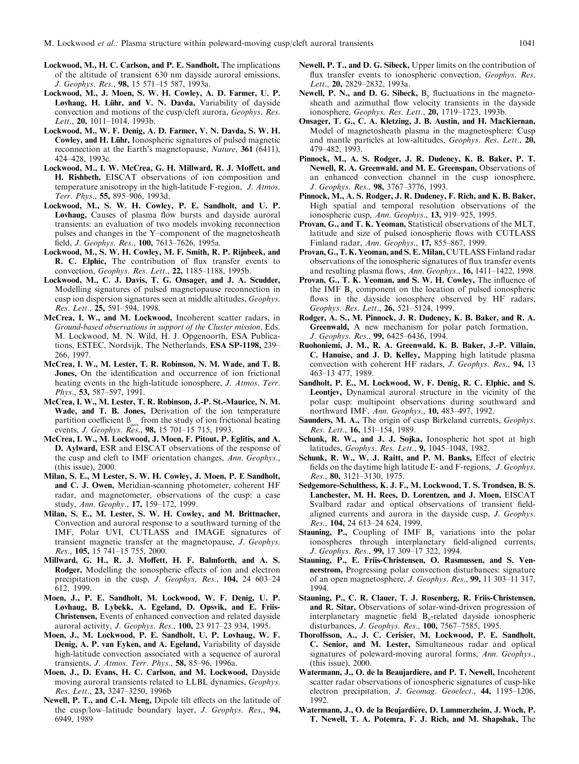**Lockwood, M., H. C. Carlson, and P. E. Sandholt,** The implications of the altitude of transient 630 nm dayside auroral emissions, *J. Geophys. Res.*, **98,** 15 571–15 587, 1993a.

**Lockwood, M., J. Moen, S. W. H. Cowley, A. D. Farmer, U. P. Løvhaug, H. Lühr, and V. N. Davda,** Variability of dayside convection and motions of the cusp/cleft aurora, *Geophys. Res. Lett.*, **20,** 1011–1014, 1993b.

**Lockwood, M., W. F. Denig, A. D. Farmer, V. N. Davda, S. W. H. Cowley, and H. Lühr,** Ionospheric signatures of pulsed magnetic reconnection at the Earth's magnetopause, *Nature*, **361** (6411), 424–428, 1993c.

**Lockwood, M., I. W. McCrea, G. H. Millward, R. J. Moffett, and H. Rishbeth,** EISCAT observations of ion composition and temperature anisotropy in the high-latitude F-region, *J. Atmos. Terr. Phys.*, **55,** 895–906, 1993d.

**Lockwood, M., S. W. H. Cowley, P. E. Sandholt, and U. P. Løvhaug,** Causes of plasma flow bursts and dayside auroral transients: an evaluation of two models invoking reconnection pulses and changes in the Y–component of the magnetosheath field, *J. Geophys. Res.*, **100,** 7613–7626, 1995a.

**Lockwood, M., S. W. H. Cowley, M. F. Smith, R. P. Rijnbeek, and R. C. Elphic,** The contribution of flux transfer events to convection, *Geophys. Res. Lett.*, **22,** 1185–1188, 1995b.

**Lockwood, M., C. J. Davis, T. G. Onsager, and J. A. Scudder,** Modelling signatures of pulsed magnetopause reconnection in cusp ion dispersion signatures seen at middle altitudes, *Geophys. Res. Lett.*, **25,** 591–594, 1998.

**McCrea, I. W., and M. Lockwood,** Incoherent scatter radars, in *Ground-based observations in support of the Cluster mission*, Eds. M. Lockwood, M. N. Wild, H. J. Opgenoorth, ESA Publications, ESTEC, Nordvijk, The Netherlands, **ESA SP-1198,** 239–266, 1997.

**McCrea, I. W., M. Lester, T. R. Robinson, N. M. Wade, and T. B. Jones,** On the identification and occurrence of ion frictional heating events in the high-latitude ionosphere, *J. Atmos. Terr. Phys.*, **53,** 587–597, 1991.

**McCrea, I. W., M. Lester, T. R. Robinson, J.-P. St.-Maurice, N. M. Wade, and T. B. Jones,** Derivation of the ion temperature partition coefficient $\beta_{para}$ from the study of ion frictional heating events, *J. Geophys. Res.*, **98,** 15 701–15 715, 1993.

**McCrea, I. W., M. Lockwood, J. Moen, F. Pitout, P. Eglitis, and A. D. Aylward,** ESR and EISCAT observations of the response of the cusp and cleft to IMF orientation changes, *Ann. Geophys.*, (this issue), 2000.

**Milan, S. E., M Lester, S. W. H. Cowley, J. Moen, P. E Sandholt, and C. J. Owen,** Meridian-scanning photometer, coherent HF radar, and magnetometer, observations of the cusp: a case study, *Ann. Geophy.*, **17,** 159–172, 1999.

**Milan, S. E., M. Lester, S. W. H. Cowley, and M. Brittnacher,** Convection and auroral response to a southward turning of the IMF, Polar UVI, CUTLASS and IMAGE signatures of transient magnetic transfer at the magnetopause, *J. Geophys. Res.*, **105,** 15 741–15 755, 2000.

**Millward, G. H., R. J. Moffett, H. F. Balmforth, and A. S. Rodger,** Modelling the ionospheric effects of ion and electron precipitation in the cusp, *J. Geophys. Res.*, **104,** 24 603–24 612, 1999.

**Moen, J., P. E. Sandholt, M. Lockwood, W. F. Denig, U. P. Løvhaug, B. Lybekk, A. Egeland, D. Opsvik, and E. Friis-Christensen,** Events of enhanced convection and related dayside auroral activity, *J. Geophys. Res.*, **100,** 23 917–23 934, 1995.

**Moen, J., M. Lockwood, P. E. Sandholt, U. P. Løvhaug, W. F. Denig, A. P. van Eyken, and A. Egeland,** Variability of dayside high-latitude convection associated with a sequence of auroral transients, *J. Atmos. Terr. Phys.*, **58,** 85–96, 1996a.

**Moen, J., D. Evans, H. C. Carlson, and M. Lockwood,** Dayside moving auroral transients related to LLBL dynamics, *Geophys. Res. Lett.*, **23,** 3247–3250, 1996b

**Newell, P. T., and C.-I. Meng,** Dipole tilt effects on the latitude of the cusp/low–latitude boundary layer, *J. Geophys. Res.*, **94,** 6949, 1989

**Newell, P. T., and D. G. Sibeck,** Upper limits on the contribution of flux transfer events to ionospheric convection, *Geophys. Res. Lett.*, **20,** 2829–2832, 1993a.

**Newell, P. N., and D. G. Sibeck,** $B_y$ fluctuations in the magnetosheath and azimuthal flow velocity transients in the dayside ionosphere, *Geophys. Res. Lett.*, **20,** 1719–1723, 1993b.

**Onsager, T. G., C. A. Kletzing, J. B. Austin, and H. MacKiernan,** Model of magnetosheath plasma in the magnetosphere: Cusp and mantle particles at low-altitudes, *Geophys. Res. Lett.*, **20,** 479–482, 1993.

**Pinnock, M., A. S. Rodger, J. R. Dudeney, K. B. Baker, P. T. Newell, R. A. Greenwald, and M. E. Greenspan,** Observations of an enhanced convection channel in the cusp ionosphere, *J. Geophys. Res.*, **98,** 3767–3776, 1993.

**Pinnock, M., A. S. Rodger, J. R. Dudeney, F. Rich, and K. B. Baker,** High spatial and temporal resolution observations of the ionospheric cusp, *Ann. Geophys.*, **13,** 919–925, 1995.

**Provan, G., and T. K. Yeoman,** Statistical observations of the MLT, latitude and size of pulsed ionospheric flows with CUTLASS Finland radar, *Ann. Geophys.*, **17,** 855–867, 1999.

**Provan, G., T. K. Yeoman, and S. E. Milan,** CUTLASS Finland radar observations of the ionospheric signatures of flux transfer events and resulting plasma flows, *Ann. Geophys.*, **16,** 1411–1422, 1998.

**Provan, G., T. K. Yeoman, and S. W. H. Cowley,** The influence of the IMF $B_y$ component on the location of pulsed ionospheric flows in the dayside ionosphere observed by HF radars, *Geophys. Res. Lett.*, **26,** 521–5124, 1999.

**Rodger, A. S., M. Pinnock, J. R. Dudeney, K. B. Baker, and R. A. Greenwald,** A new mechanism for polar patch formation, *J. Geophys. Res.*, **99,** 6425–6436, 1994.

**Ruohoniemi, J. M., R. A. Greenwald, K. B. Baker, J.-P. Villain, C. Hanuise, and J. D. Kelley,** Mapping high latitude plasma convection with coherent HF radars, *J. Geophys. Res.*, **94,** 13 463–13 477, 1989.

**Sandholt, P. E., M. Lockwood, W. F. Denig, R. C. Elphic, and S. Leontjev,** Dynamical auroral structure in the vicinity of the polar cusp: multipoint observations during southward and northward IMF, *Ann. Geophys.*, **10,** 483–497, 1992.

**Saunders, M. A.,** The origin of cusp Birkeland currents, *Geophys. Res. Lett.*, **16,** 151–154, 1989.

**Schunk, R. W., and J. J. Sojka,** Ionospheric hot spot at high latitudes, *Geophys. Res. Lett.*, **9,** 1045–1048, 1982.

**Schunk, R. W., W. J. Raitt, and P. M. Banks,** Effect of electric fields on the daytime high latitude E- and F-regions, *J. Geophys. Res.*, **80,** 3121–3130, 1975.

**Sedgemore-Schulthess, K. J. F., M. Lockwood, T. S. Trondsen, B. S. Lanchester, M. H. Rees, D. Lorentzen, and J. Moen,** EISCAT Svalbard radar and optical observations of transient field-aligned currents and aurora in the dayside cusp, *J. Geophys. Res.*, **104,** 24 613–24 624, 1999.

**Stauning, P.,** Coupling of IMF $B_y$ variations into the polar ionospheres through interplanetary field-aligned currents, *J. Geophys. Res.*, **99,** 17 309–17 322, 1994.

**Stauning, P., E. Friis-Christensen, O. Rasmussen, and S. Vennerstrøm,** Progressing polar convection disturbances: signature of an open magnetosphere, *J. Geophys. Res.*, **99,** 11 303–11 317, 1994.

**Stauning, P., C. R. Clauer, T. J. Rosenberg, R. Friis-Christensen, and R. Sitar,** Observations of solar-wind-driven progression of interplanetary magnetic field $B_y$-related dayside ionospheric disturbances, *J. Geophys. Res.*, **100,** 7567–7585, 1995.

**Thorolfsson, A., J. C. Cerisier, M. Lockwood, P. E. Sandholt, C. Senior, and M. Lester,** Simultaneous radar and optical signatures of poleward-moving auroral forms, *Ann. Geophys.*, (this issue), 2000.

**Watermann, J., O. de la Beaujardiere, and P. T. Newell,** Incoherent scatter radar observations of ionospheric signatures of cusp-like electron precipitation, *J. Geomag. Geoelect.*, **44,** 1195–1206, 1992.

**Watermann, J., O. de la Beujardiére, D. Lummerzheim, J. Woch, P. T. Newell, T. A. Potemra, F. J. Rich, and M. Shapshak,** The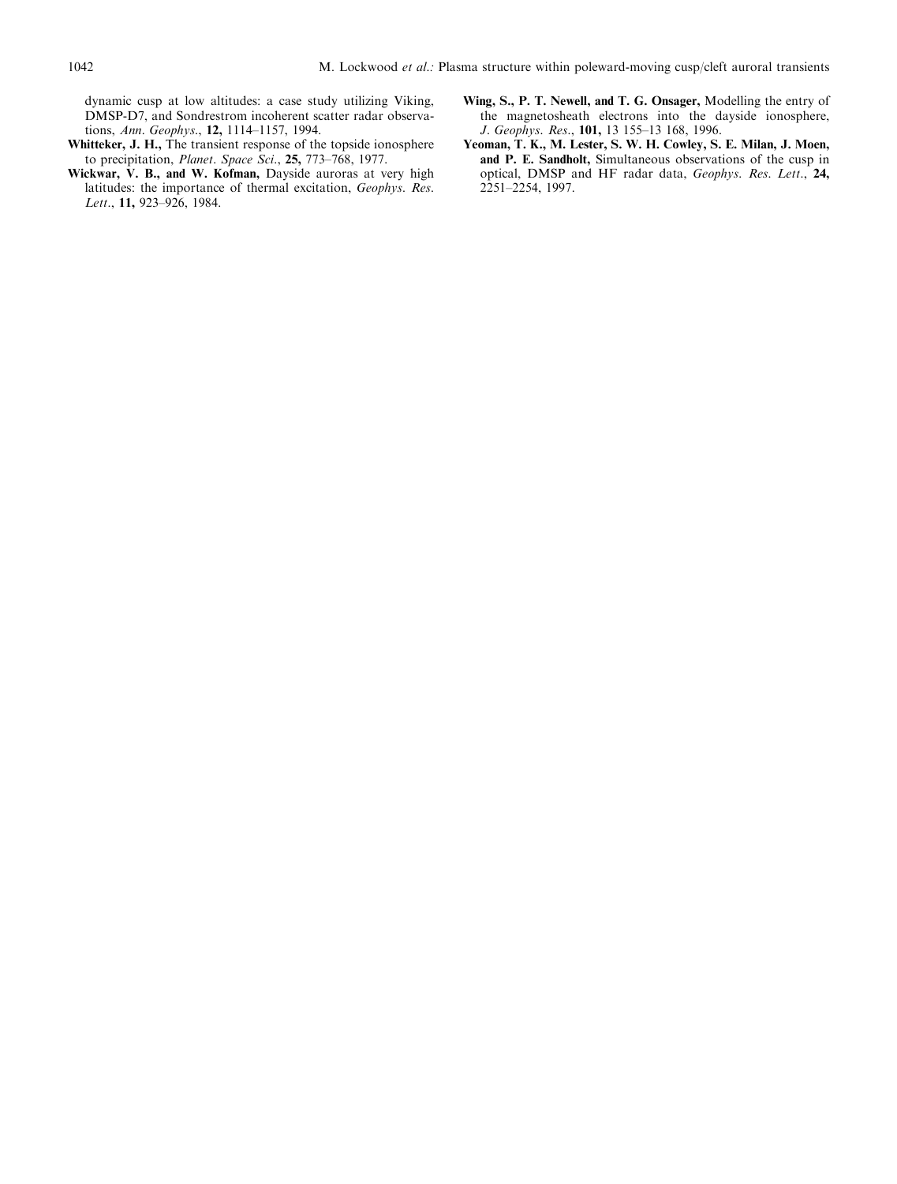dynamic cusp at low altitudes: a case study utilizing Viking, DMSP-D7, and Sondrestrom incoherent scatter radar observations, *Ann. Geophys.*, **12,** 1114–1157, 1994.

**Whitteker, J. H.,** The transient response of the topside ionosphere to precipitation, *Planet. Space Sci.*, **25,** 773–768, 1977.

**Wickwar, V. B., and W. Kofman,** Dayside auroras at very high latitudes: the importance of thermal excitation, *Geophys. Res. Lett.*, **11,** 923–926, 1984.

**Wing, S., P. T. Newell, and T. G. Onsager,** Modelling the entry of the magnetosheath electrons into the dayside ionosphere, *J. Geophys. Res.*, **101,** 13 155–13 168, 1996.

**Yeoman, T. K., M. Lester, S. W. H. Cowley, S. E. Milan, J. Moen, and P. E. Sandholt,** Simultaneous observations of the cusp in optical, DMSP and HF radar data, *Geophys. Res. Lett.*, **24,** 2251–2254, 1997.